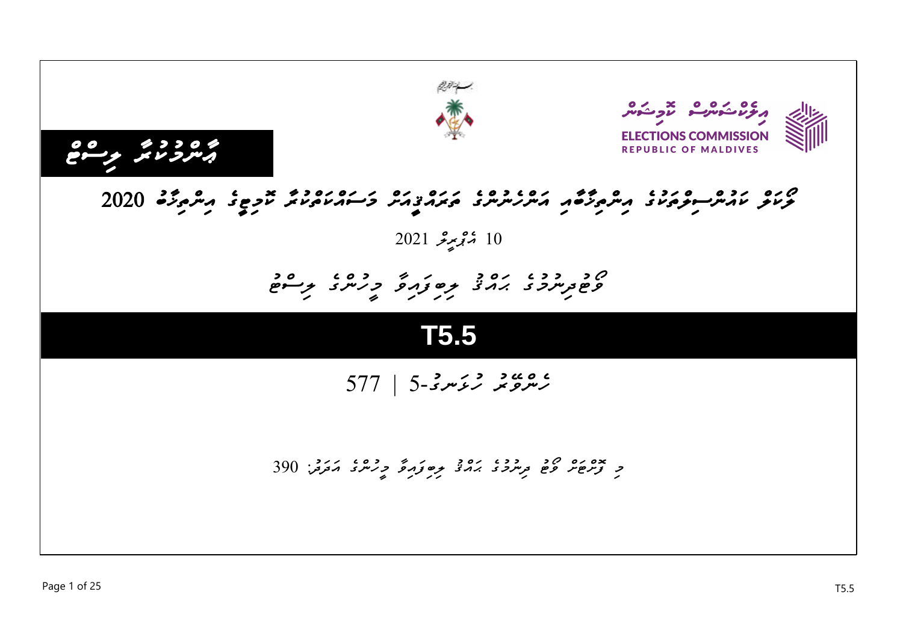އިލެކްޝަންސް ކޮމިޝަން

ELECTIONS COMMISSION
REPUBLIC OF MALDIVES

# އަންނުމާނާ ލިސްޓް

## ލޯކަލް ކައުންސިލްތަކުގެ އިންތިޚާބާއި އަންހެނުންގެ ތަރައްޤީއަށް މަސައްކަތްކުރާ ކޮމިޓީގެ އިންތިޚާބު 2020

10 އެޕްރީލް 2021

### ވޯޓުދިނުމުގެ ހައްޤު ލިބިފައިވާ މީހުންގެ ލިސްޓު

# T5.5

## ހުޅުމާލެ ދާއިރާ-5 | 577

މި ފޯމްބަރު ވޯޓު ދިނުމުގެ ހައްޤު ލިބިފައިވާ މީހުންގެ އަދަދު: 390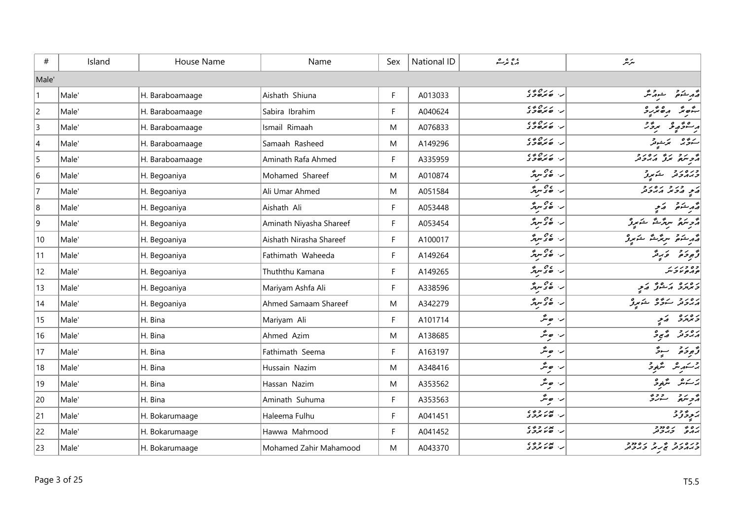| # | Island | House Name | Name | Sex | National ID | ދެކުރެސް | ނަން |
|---|---|---|---|---|---|---|---|
| Male' | | | | | | | |
| 1 | Male' | H. Baraboamaage | Aishath Shiuna | F | A013033 | ހ. ބަރަބޯމާގެ | އައިޝަތު ޝިއުނާ |
| 2 | Male' | H. Baraboamaage | Sabira Ibrahim | F | A040624 | ހ. ބަރަބޯމާގެ | ސާބިރާ އިބްރާހީމް |
| 3 | Male' | H. Baraboamaage | Ismail Rimaah | M | A076833 | ހ. ބަރަބޯމާގެ | އިސްމާއީލް ރިމާހު |
| 4 | Male' | H. Baraboamaage | Samaah Rasheed | M | A149296 | ހ. ބަރަބޯމާގެ | ސަމާހު ރަޝީދު |
| 5 | Male' | H. Baraboamaage | Aminath Rafa Ahmed | F | A335959 | ހ. ބަރަބޯމާގެ | އާމިނަތު ރަފާ އަހުމަދު |
| 6 | Male' | H. Begoaniya | Mohamed Shareef | M | A010874 | ހ. ބެގޯނިޔާ | މުހައްމަދު ޝަރީފު |
| 7 | Male' | H. Begoaniya | Ali Umar Ahmed | M | A051584 | ހ. ބެގޯނިޔާ | އަލި އުމަރު އަހުމަދު |
| 8 | Male' | H. Begoaniya | Aishath Ali | F | A053448 | ހ. ބެގޯނިޔާ | އައިޝަތު އަލި |
| 9 | Male' | H. Begoaniya | Aminath Niyasha Shareef | F | A053454 | ހ. ބެގޯނިޔާ | އާމިނަތު ނިޔާޝާ ޝަރީފު |
| 10 | Male' | H. Begoaniya | Aishath Nirasha Shareef | F | A100017 | ހ. ބެގޯނިޔާ | އައިޝަތު ނިރާޝާ ޝަރީފު |
| 11 | Male' | H. Begoaniya | Fathimath Waheeda | F | A149264 | ހ. ބެގޯނިޔާ | ފާތިމަތު ވަހީދާ |
| 12 | Male' | H. Begoaniya | Thuththu Kamana | F | A149265 | ހ. ބެގޯނިޔާ | ތުއްތުކަމަނާ |
| 13 | Male' | H. Begoaniya | Mariyam Ashfa Ali | F | A338596 | ހ. ބެގޯނިޔާ | މަރިޔަމް އަޝްފާ އަލި |
| 14 | Male' | H. Begoaniya | Ahmed Samaam Shareef | M | A342279 | ހ. ބެގޯނިޔާ | އަހުމަދު ސަމާމް ޝަރީފު |
| 15 | Male' | H. Bina | Mariyam Ali | F | A101714 | ހ. ބިނާ | މަރިޔަމް އަލި |
| 16 | Male' | H. Bina | Ahmed Azim | M | A138685 | ހ. ބިނާ | އަހުމަދު އާޒިމް |
| 17 | Male' | H. Bina | Fathimath Seema | F | A163197 | ހ. ބިނާ | ފާތިމަތު ސީމާ |
| 18 | Male' | H. Bina | Hussain Nazim | M | A348416 | ހ. ބިނާ | ހުސައިން ނާޒިމް |
| 19 | Male' | H. Bina | Hassan Nazim | M | A353562 | ހ. ބިނާ | ހަސަން ނާޒިމް |
| 20 | Male' | H. Bina | Aminath Suhuma | F | A353563 | ހ. ބިނާ | އާމިނަތު ސުހުމާ |
| 21 | Male' | H. Bokarumaage | Haleema Fulhu | F | A041451 | ހ. ބޮކަރުމާގެ | ހަލީމާފުޅު |
| 22 | Male' | H. Bokarumaage | Hawwa Mahmood | F | A041452 | ހ. ބޮކަރުމާގެ | ހައްވާ މަހްމޫދު |
| 23 | Male' | H. Bokarumaage | Mohamed Zahir Mahamood | M | A043370 | ހ. ބޮކަރުމާގެ | މުހައްމަދު ޒާހިރު މަޙްމޫދު |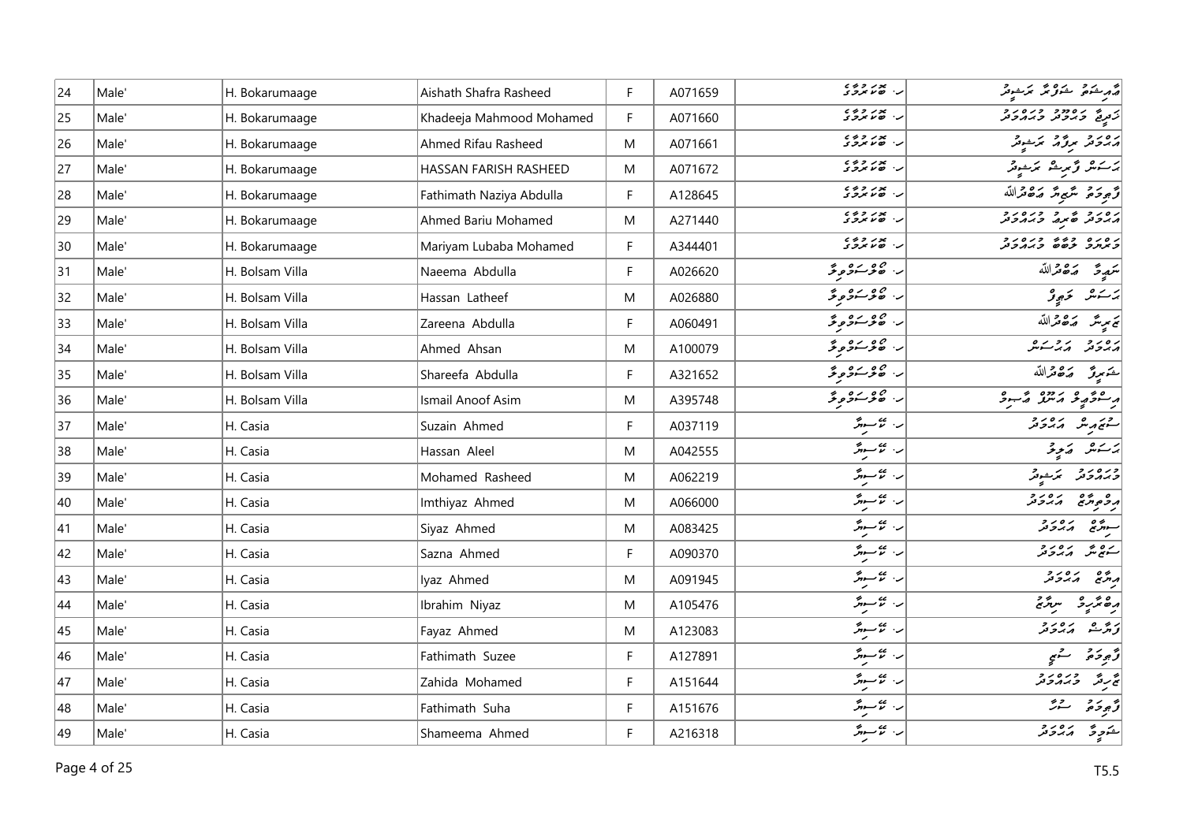| 24 | Male' | H. Bokarumaage | Aishath Shafra Rasheed | F | A071659 | ހ. ބޯކަރުމާގެ | އައިޝަތު ޝަފްރާ ރަޝީދު |
|---|---|---|---|---|---|---|---|
| 25 | Male' | H. Bokarumaage | Khadeeja Mahmood Mohamed | F | A071660 | ހ. ބޯކަރުމާގެ | ހަދީޖާ މަހްމޫދު މުހައްމަދު |
| 26 | Male' | H. Bokarumaage | Ahmed Rifau Rasheed | M | A071661 | ހ. ބޯކަރުމާގެ | އަހްމަދު ރިފާއު ރަޝީދު |
| 27 | Male' | H. Bokarumaage | HASSAN FARISH RASHEED | M | A071672 | ހ. ބޯކަރުމާގެ | ހަސަން ފާރިޝް ރަޝީދު |
| 28 | Male' | H. Bokarumaage | Fathimath Naziya Abdulla | F | A128645 | ހ. ބޯކަރުމާގެ | ފާތިމަތު ނާޒިޔާ އަބްދުﷲ |
| 29 | Male' | H. Bokarumaage | Ahmed Bariu Mohamed | M | A271440 | ހ. ބޯކަރުމާގެ | އަހްމަދު ބާރިއު މުހައްމަދު |
| 30 | Male' | H. Bokarumaage | Mariyam Lubaba Mohamed | F | A344401 | ހ. ބޯކަރުމާގެ | މަރިޔަމް ލުބާބާ މުހައްމަދު |
| 31 | Male' | H. Bolsam Villa | Naeema Abdulla | F | A026620 | ހ. ބޯލްސަމްވިލާ | ނައީމާ އަބްދުﷲ |
| 32 | Male' | H. Bolsam Villa | Hassan Latheef | M | A026880 | ހ. ބޯލްސަމްވިލާ | ހަސަން ލަތީފު |
| 33 | Male' | H. Bolsam Villa | Zareena Abdulla | F | A060491 | ހ. ބޯލްސަމްވިލާ | ޒަރީނާ އަބްދުﷲ |
| 34 | Male' | H. Bolsam Villa | Ahmed Ahsan | M | A100079 | ހ. ބޯލްސަމްވިލާ | އަހްމަދު އަޙްސަން |
| 35 | Male' | H. Bolsam Villa | Shareefa Abdulla | F | A321652 | ހ. ބޯލްސަމްވިލާ | ޝަރީފާ އަބްދުﷲ |
| 36 | Male' | H. Bolsam Villa | Ismail Anoof Asim | M | A395748 | ހ. ބޯލްސަމްވިލާ | އިސްމާއިލް އަނޫފް އާސިމް |
| 37 | Male' | H. Casia | Suzain Ahmed | F | A037119 | ހ. ކާސިޔާ | ސުޒައިން އަހްމަދު |
| 38 | Male' | H. Casia | Hassan Aleel | M | A042555 | ހ. ކާސިޔާ | ހަސަން އަލީލް |
| 39 | Male' | H. Casia | Mohamed Rasheed | M | A062219 | ހ. ކާސިޔާ | މުހައްމަދު ރަޝީދު |
| 40 | Male' | H. Casia | Imthiyaz Ahmed | M | A066000 | ހ. ކާސިޔާ | އިމްތިޔާޒް އަހްމަދު |
| 41 | Male' | H. Casia | Siyaz Ahmed | M | A083425 | ހ. ކާސިޔާ | ސިޔާޒް އަހްމަދު |
| 42 | Male' | H. Casia | Sazna Ahmed | F | A090370 | ހ. ކާސިޔާ | ސަޒްނާ އަހްމަދު |
| 43 | Male' | H. Casia | Iyaz Ahmed | M | A091945 | ހ. ކާސިޔާ | އިޔާޒް އަހްމަދު |
| 44 | Male' | H. Casia | Ibrahim Niyaz | M | A105476 | ހ. ކާސިޔާ | އިބްރާހިމް ނިޔާޒް |
| 45 | Male' | H. Casia | Fayaz Ahmed | M | A123083 | ހ. ކާސިޔާ | ފަޔާޒް އަހްމަދު |
| 46 | Male' | H. Casia | Fathimath Suzee | F | A127891 | ހ. ކާސިޔާ | ފާތިމަތު ސުޒީ |
| 47 | Male' | H. Casia | Zahida Mohamed | F | A151644 | ހ. ކާސިޔާ | ޒާހިދާ މުހައްމަދު |
| 48 | Male' | H. Casia | Fathimath Suha | F | A151676 | ހ. ކާސިޔާ | ފާތިމަތު ސުހާ |
| 49 | Male' | H. Casia | Shameema Ahmed | F | A216318 | ހ. ކާސިޔާ | ޝަމީމާ އަހްމަދު |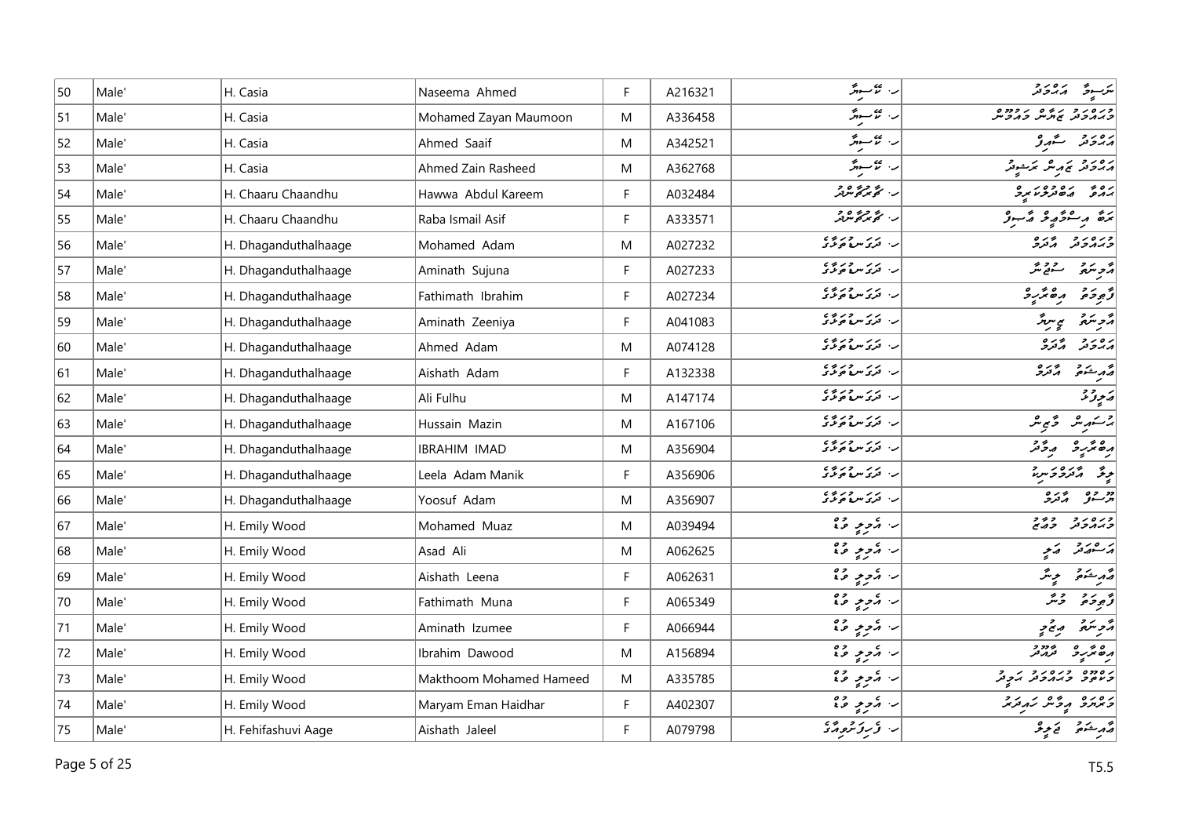| 50 | Male' | H. Casia | Naseema Ahmed | F | A216321 | ހ. ކާސިއާ | ނަސީމާ އަޙްމަދު |
|---|---|---|---|---|---|---|---|
| 51 | Male' | H. Casia | Mohamed Zayan Maumoon | M | A336458 | ހ. ކާސިއާ | މުޙައްމަދު ޒަޔާން މައުމޫން |
| 52 | Male' | H. Casia | Ahmed Saaif | M | A342521 | ހ. ކާސިއާ | އަޙްމަދު ސާއިފް |
| 53 | Male' | H. Casia | Ahmed Zain Rasheed | M | A362768 | ހ. ކާސިއާ | އަޙްމަދު ޒައިން ރަޝީދު |
| 54 | Male' | H. Chaaru Chaandhu | Hawwa Abdul Kareem | F | A032484 | ހ. ޗާރުޗާންދު | ހައްވާ އަބްދުލްކަރީމް |
| 55 | Male' | H. Chaaru Chaandhu | Raba Ismail Asif | F | A333571 | ހ. ޗާރުޗާންދު | ރަބާ އިސްމާއީލް އާސިފް |
| 56 | Male' | H. Dhaganduthalhaage | Mohamed Adam | M | A027232 | ހ. ދަގަނޑުތަޅާގެ | މުޙައްމަދު އާދަމް |
| 57 | Male' | H. Dhaganduthalhaage | Aminath Sujuna | F | A027233 | ހ. ދަގަނޑުތަޅާގެ | އާމިނަތު ސުޖޫނާ |
| 58 | Male' | H. Dhaganduthalhaage | Fathimath Ibrahim | F | A027234 | ހ. ދަގަނޑުތަޅާގެ | ފާތިމަތު އިބްރާހީމް |
| 59 | Male' | H. Dhaganduthalhaage | Aminath Zeeniya | F | A041083 | ހ. ދަގަނޑުތަޅާގެ | އާމިނަތު ޒީނިޔާ |
| 60 | Male' | H. Dhaganduthalhaage | Ahmed Adam | M | A074128 | ހ. ދަގަނޑުތަޅާގެ | އަޙްމަދު އާދަމް |
| 61 | Male' | H. Dhaganduthalhaage | Aishath Adam | F | A132338 | ހ. ދަގަނޑުތަޅާގެ | އާއިޝަތު އާދަމް |
| 62 | Male' | H. Dhaganduthalhaage | Ali Fulhu | M | A147174 | ހ. ދަގަނޑުތަޅާގެ | އަލިފުޅު |
| 63 | Male' | H. Dhaganduthalhaage | Hussain Mazin | M | A167106 | ހ. ދަގަނޑުތަޅާގެ | ހުސައިން މާޒިން |
| 64 | Male' | H. Dhaganduthalhaage | IBRAHIM IMAD | M | A356904 | ހ. ދަގަނޑުތަޅާގެ | އިބްރާހީމް އިމާދު |
| 65 | Male' | H. Dhaganduthalhaage | Leela Adam Manik | F | A356906 | ހ. ދަގަނޑުތަޅާގެ | ލީލާ އާދަމްމަނިކު |
| 66 | Male' | H. Dhaganduthalhaage | Yoosuf Adam | M | A356907 | ހ. ދަގަނޑުތަޅާގެ | ޔޫސުފް އާދަމް |
| 67 | Male' | H. Emily Wood | Mohamed Muaz | M | A039494 | ހ. އެމިލީ ވުޑް | މުޙައްމަދު މުޢާޒު |
| 68 | Male' | H. Emily Wood | Asad Ali | M | A062625 | ހ. އެމިލީ ވުޑް | އަސްޢަދު އަލި |
| 69 | Male' | H. Emily Wood | Aishath Leena | F | A062631 | ހ. އެމިލީ ވުޑް | އާއިޝަތު ލީނާ |
| 70 | Male' | H. Emily Wood | Fathimath Muna | F | A065349 | ހ. އެމިލީ ވުޑް | ފާތިމަތު މުނާ |
| 71 | Male' | H. Emily Wood | Aminath Izumee | F | A066944 | ހ. އެމިލީ ވުޑް | އާމިނަތު އިޒުމީ |
| 72 | Male' | H. Emily Wood | Ibrahim Dawood | M | A156894 | ހ. އެމިލީ ވުޑް | އިބްރާހީމް ދާއޫދު |
| 73 | Male' | H. Emily Wood | Makthoom Mohamed Hameed | M | A335785 | ހ. އެމިލީ ވުޑް | މަކްތޫމް މުޙައްމަދު ހަމީދު |
| 74 | Male' | H. Emily Wood | Maryam Eman Haidhar | F | A402307 | ހ. އެމިލީ ވުޑް | މަރްޔަމް އީމާން ހައިދަރު |
| 75 | Male' | H. Fehifashuvi Aage | Aishath Jaleel | F | A079798 | ހ. ފެހިފަޝުވިއާގެ | އާއިޝަތު ޖަލީލް |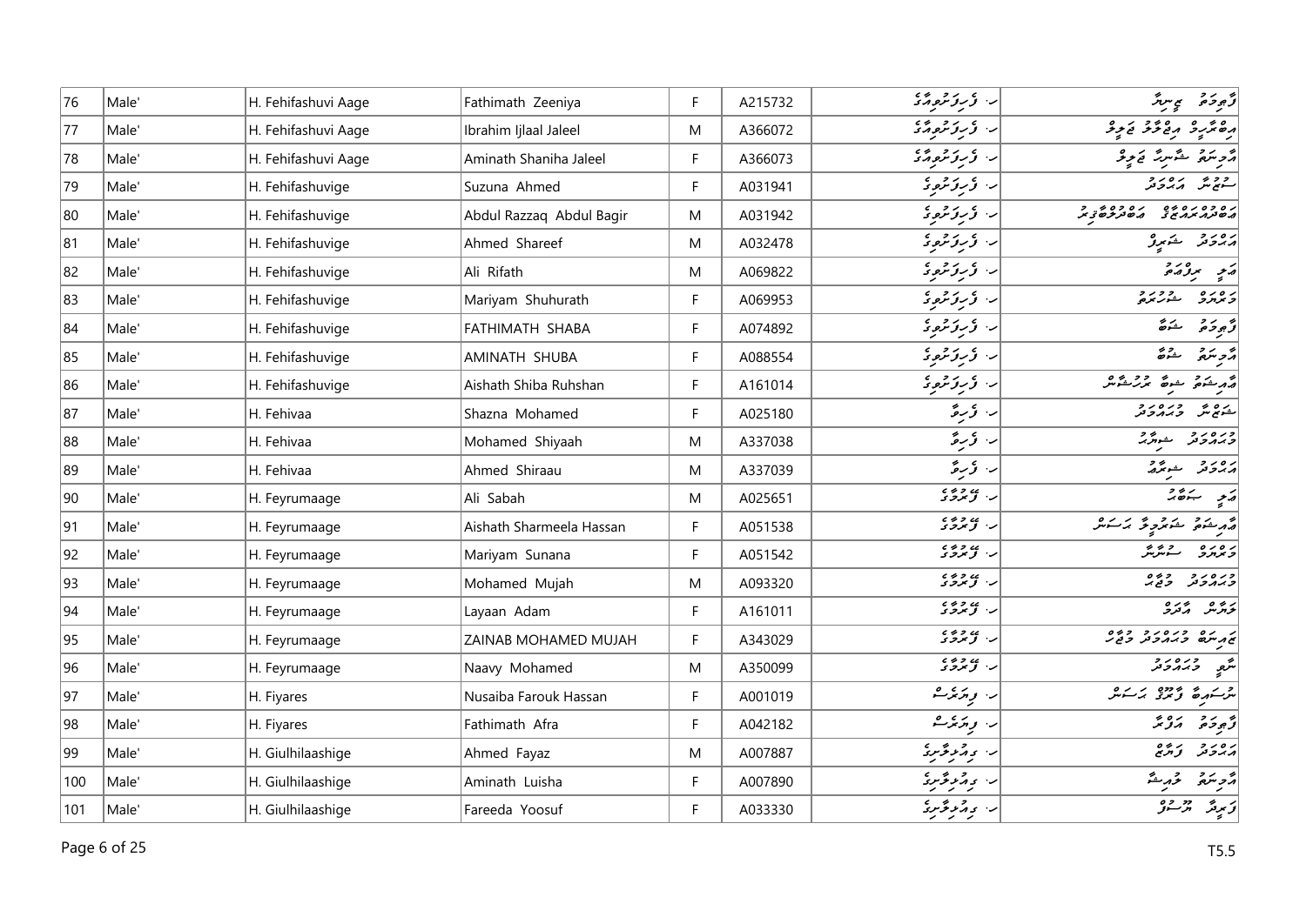| 76 | Male' | H. Fehifashuvi Aage | Fathimath Zeeniya | F | A215732 | ހ. ފެހިފަށުވިއާގެ | ފާތިމަތު ޒީނިޔާ |
|---|---|---|---|---|---|---|---|
| 77 | Male' | H. Fehifashuvi Aage | Ibrahim Ijlaal Jaleel | M | A366072 | ހ. ފެހިފަށުވިއާގެ | އިބްރާހީމް އިޖްލާލް ޖަލީލް |
| 78 | Male' | H. Fehifashuvi Aage | Aminath Shaniha Jaleel | F | A366073 | ހ. ފެހިފަށުވިއާގެ | އާމިނަތު ޝާނިހާ ޖަލީލް |
| 79 | Male' | H. Fehifashuvige | Suzuna Ahmed | F | A031941 | ހ. ފެހިފަށުވިގެ | ސުޒުނާ އަހުމަދު |
| 80 | Male' | H. Fehifashuvige | Abdul Razzaq Abdul Bagir | M | A031942 | ހ. ފެހިފަށުވިގެ | އަބްދުއްރައްޒާގު އަބްދުލްބާގިރު |
| 81 | Male' | H. Fehifashuvige | Ahmed Shareef | M | A032478 | ހ. ފެހިފަށުވިގެ | އަހުމަދު ޝަރީފު |
| 82 | Male' | H. Fehifashuvige | Ali Rifath | M | A069822 | ހ. ފެހިފަށުވިގެ | އަލި ރިފްއަތު |
| 83 | Male' | H. Fehifashuvige | Mariyam Shuhurath | F | A069953 | ހ. ފެހިފަށުވިގެ | މަރިޔަމް ޝުހުރަތު |
| 84 | Male' | H. Fehifashuvige | FATHIMATH SHABA | F | A074892 | ހ. ފެހިފަށުވިގެ | ފާތިމަތު ޝަބާ |
| 85 | Male' | H. Fehifashuvige | AMINATH SHUBA | F | A088554 | ހ. ފެހިފަށުވިގެ | އާމިނަތު ޝުބާ |
| 86 | Male' | H. Fehifashuvige | Aishath Shiba Ruhshan | F | A161014 | ހ. ފެހިފަށުވިގެ | އާއިޝަތު ޝިބާ ރުހުޝާން |
| 87 | Male' | H. Fehivaa | Shazna Mohamed | F | A025180 | ހ. ފެހިވާ | ޝަޒްނާ މުހައްމަދު |
| 88 | Male' | H. Fehivaa | Mohamed Shiyaah | M | A337038 | ހ. ފެހިވާ | މުހައްމަދު ޝިޔާހު |
| 89 | Male' | H. Fehivaa | Ahmed Shiraau | M | A337039 | ހ. ފެހިވާ | އަހުމަދު ޝިރާއު |
| 90 | Male' | H. Feyrumaage | Ali Sabah | M | A025651 | ހ. ފޭރުމާގެ | އަލި ސަބާހު |
| 91 | Male' | H. Feyrumaage | Aishath Sharmeela Hassan | F | A051538 | ހ. ފޭރުމާގެ | އާއިޝަތު ޝަރްމީލާ ހަސަން |
| 92 | Male' | H. Feyrumaage | Mariyam Sunana | F | A051542 | ހ. ފޭރުމާގެ | މަރިޔަމް ސުނާނާ |
| 93 | Male' | H. Feyrumaage | Mohamed Mujah | M | A093320 | ހ. ފޭރުމާގެ | މުހައްމަދު މުޖާހު |
| 94 | Male' | H. Feyrumaage | Layaan Adam | F | A161011 | ހ. ފޭރުމާގެ | ލަޔާން އާދަމް |
| 95 | Male' | H. Feyrumaage | ZAINAB MOHAMED MUJAH | F | A343029 | ހ. ފޭރުމާގެ | ޒައިނަބް މުހައްމަދު މުޖާހު |
| 96 | Male' | H. Feyrumaage | Naavy Mohamed | M | A350099 | ހ. ފޭރުމާގެ | ނާވީ މުހައްމަދު |
| 97 | Male' | H. Fiyares | Nusaiba Farouk Hassan | F | A001019 | ހ. ފިޔަރެސް | ނުސައިބާ ފާރޫގު ހަސަން |
| 98 | Male' | H. Fiyares | Fathimath Afra | F | A042182 | ހ. ފިޔަރެސް | ފާތިމަތު އަފްރާ |
| 99 | Male' | H. Giulhilaashige | Ahmed Fayaz | M | A007887 | ހ. ގިއުޅިލާށިގެ | އަހުމަދު ފައްޔާޒު |
| 100 | Male' | H. Giulhilaashige | Aminath Luisha | F | A007890 | ހ. ގިއުޅިލާށިގެ | އާމިނަތު ލުއިޝާ |
| 101 | Male' | H. Giulhilaashige | Fareeda Yoosuf | F | A033330 | ހ. ގިއުޅިލާށިގެ | ފަރީދާ ޔޫސުފް |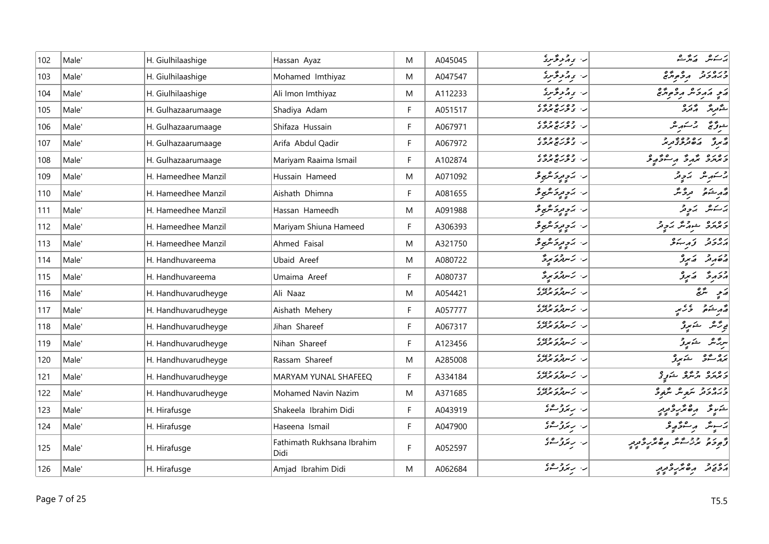| 102 | Male' | H. Giulhilaashige | Hassan Ayaz | M | A045045 | ހ. ގިއުޅިލާށިގެ | ހަސަން އަޔާޒު |
|---|---|---|---|---|---|---|---|
| 103 | Male' | H. Giulhilaashige | Mohamed Imthiyaz | M | A047547 | ހ. ގިއުޅިލާށިގެ | މުހައްމަދު އިމްތިޔާޒު |
| 104 | Male' | H. Giulhilaashige | Ali Imon Imthiyaz | M | A112233 | ހ. ގިއުޅިލާށިގެ | އަލި އައިމަން އިމްތިޔާޒު |
| 105 | Male' | H. Gulhazaarumaage | Shadiya Adam | F | A051517 | ހ. ގުލްހަޒާރުމާގެ | ޝާދިޔާ އާދަމް |
| 106 | Male' | H. Gulhazaarumaage | Shifaza Hussain | F | A067971 | ހ. ގުލްހަޒާރުމާގެ | ޝިފާޒާ ހުސައިން |
| 107 | Male' | H. Gulhazaarumaage | Arifa Abdul Qadir | F | A067972 | ހ. ގުލްހަޒާރުމާގެ | އާރިފާ އަބްދުލްޤާދިރު |
| 108 | Male' | H. Gulhazaarumaage | Mariyam Raaima Ismail | F | A102874 | ހ. ގުލްހަޒާރުމާގެ | މަރިޔަމް ރާއިމާ އިސްމާއީލް |
| 109 | Male' | H. Hameedhee Manzil | Hussain Hameed | M | A071092 | ހ. ހަމީދީމަންޒިލް | ހުސައިން ހަމީދު |
| 110 | Male' | H. Hameedhee Manzil | Aishath Dhimna | F | A081655 | ހ. ހަމީދީމަންޒިލް | އާއިޝަތު ދިމްނާ |
| 111 | Male' | H. Hameedhee Manzil | Hassan Hameedh | M | A091988 | ހ. ހަމީދީމަންޒިލް | ހަސަން ހަމީދު |
| 112 | Male' | H. Hameedhee Manzil | Mariyam Shiuna Hameed | F | A306393 | ހ. ހަމީދީމަންޒިލް | މަރިޔަމް ޝިއުނާ ހަމީދު |
| 113 | Male' | H. Hameedhee Manzil | Ahmed Faisal | M | A321750 | ހ. ހަމީދީމަންޒިލް | އަހުމަދު ފައިސަލް |
| 114 | Male' | H. Handhuvareema | Ubaid Areef | M | A080722 | ހ. ހަނދުވަރީމާ | އުބައިދު އަރީފް |
| 115 | Male' | H. Handhuvareema | Umaima Areef | F | A080737 | ހ. ހަނދުވަރީމާ | އުމައިމާ އަރީފް |
| 116 | Male' | H. Handhuvarudheyge | Ali Naaz | M | A054421 | ހ. ހަނދުވަރުދޭގެ | އަލި ނާޒް |
| 117 | Male' | H. Handhuvarudheyge | Aishath Mehery | F | A057777 | ހ. ހަނދުވަރުދޭގެ | އާއިޝަތު މެހެރީ |
| 118 | Male' | H. Handhuvarudheyge | Jihan Shareef | F | A067317 | ހ. ހަނދުވަރުދޭގެ | ޖިހާން ޝަރީފް |
| 119 | Male' | H. Handhuvarudheyge | Nihan Shareef | F | A123456 | ހ. ހަނދުވަރުދޭގެ | ނިހާން ޝަރީފް |
| 120 | Male' | H. Handhuvarudheyge | Rassam Shareef | M | A285008 | ހ. ހަނދުވަރުދޭގެ | ރައްސާމް ޝަރީފް |
| 121 | Male' | H. Handhuvarudheyge | MARYAM YUNAL SHAFEEQ | F | A334184 | ހ. ހަނދުވަރުދޭގެ | މަރިޔަމް ޔުނާލް ޝަފީޤު |
| 122 | Male' | H. Handhuvarudheyge | Mohamed Navin Nazim | M | A371685 | ހ. ހަނދުވަރުދޭގެ | މުހައްމަދު ނަވިން ނާޒިމް |
| 123 | Male' | H. Hirafusge | Shakeela Ibrahim Didi | F | A043919 | ހ. ހިރަފުސްގެ | ޝަކީލާ އިބްރާހީމްދީދީ |
| 124 | Male' | H. Hirafusge | Haseena Ismail | F | A047900 | ހ. ހިރަފުސްގެ | ހަސީނާ އިސްމާއީލް |
| 125 | Male' | H. Hirafusge | Fathimath Rukhsana Ibrahim Didi | F | A052597 | ހ. ހިރަފުސްގެ | ފާތިމަތު ރުޚްސާނާ އިބްރާހީމްދީދީ |
| 126 | Male' | H. Hirafusge | Amjad Ibrahim Didi | M | A062684 | ހ. ހިރަފުސްގެ | އަމްޖަދު އިބްރާހީމްދީދީ |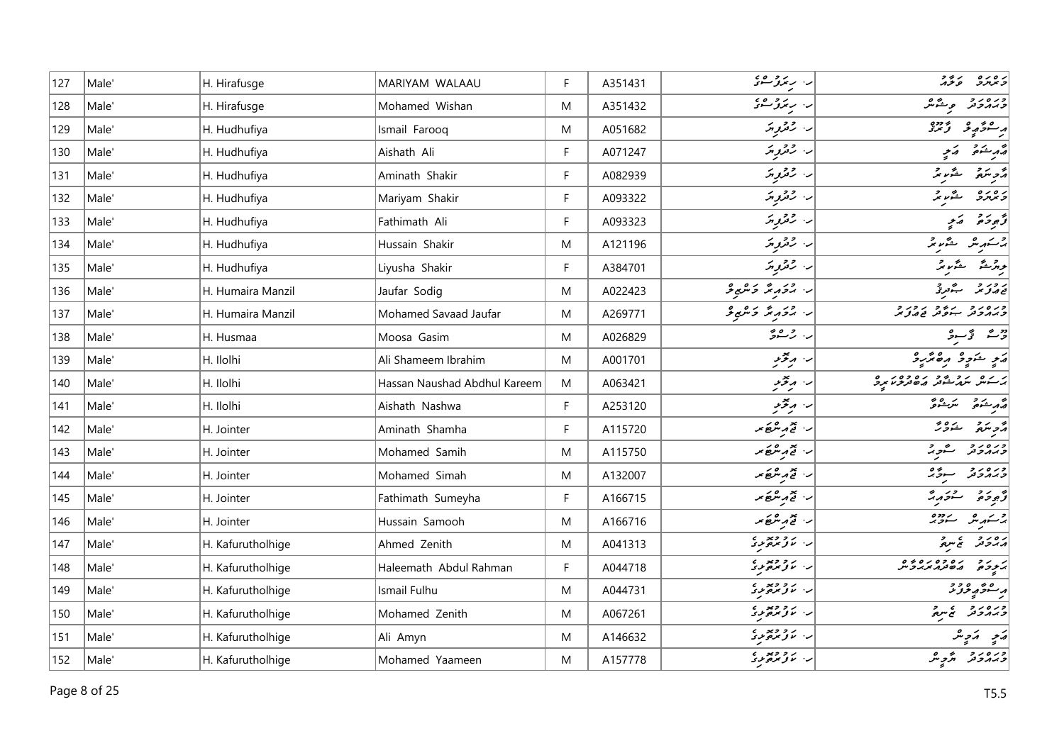| 127 | Male' | H. Hirafusge | MARIYAM WALAAU | F | A351431 | ހ. ހިރަފުސްގެ | މަރިޔަމް ވަލާއު |
|---|---|---|---|---|---|---|---|
| 128 | Male' | H. Hirafusge | Mohamed Wishan | M | A351432 | ހ. ހިރަފުސްގެ | މުހައްމަދު ވިޝާން |
| 129 | Male' | H. Hudhufiya | Ismail Farooq | M | A051682 | ހ. ހުދުފިޔަ | އިސްމާއީލް ފާރޫގު |
| 130 | Male' | H. Hudhufiya | Aishath Ali | F | A071247 | ހ. ހުދުފިޔަ | އައިޝަތު އަލި |
| 131 | Male' | H. Hudhufiya | Aminath Shakir | F | A082939 | ހ. ހުދުފިޔަ | އާމިނަތު ޝާކިރު |
| 132 | Male' | H. Hudhufiya | Mariyam Shakir | F | A093322 | ހ. ހުދުފިޔަ | މަރިޔަމް ޝާކިރު |
| 133 | Male' | H. Hudhufiya | Fathimath Ali | F | A093323 | ހ. ހުދުފިޔަ | ފާތިމަތު އަލި |
| 134 | Male' | H. Hudhufiya | Hussain Shakir | M | A121196 | ހ. ހުދުފިޔަ | ހުސައިން ޝާކިރު |
| 135 | Male' | H. Hudhufiya | Liyusha Shakir | F | A384701 | ހ. ހުދުފިޔަ | ލިޔުޝާ ޝާކިރު |
| 136 | Male' | H. Humaira Manzil | Jaufar Sodig | M | A022423 | ހ. ހުމައިރާ މަންޒިލް | ޖައުފަރު ޞާދިގު |
| 137 | Male' | H. Humaira Manzil | Mohamed Savaad Jaufar | M | A269771 | ހ. ހުމައިރާ މަންޒިލް | މުހައްމަދު ސަވާދު ޖައުފަރު |
| 138 | Male' | H. Husmaa | Moosa Gasim | M | A026829 | ހ. ހުސްމާ | މޫސާ ޤާސިމް |
| 139 | Male' | H. Ilolhi | Ali Shameem Ibrahim | M | A001701 | ހ. އިލޮޅި | އަލި ޝަމީމް އިބްރާހީމް |
| 140 | Male' | H. Ilolhi | Hassan Naushad Abdhul Kareem | M | A063421 | ހ. އިލޮޅި | ހަސަން ނައުޝާދު އަބްދުލްކަރީމް |
| 141 | Male' | H. Ilolhi | Aishath Nashwa | F | A253120 | ހ. އިލޮޅި | އައިޝަތު ނަޝްވާ |
| 142 | Male' | H. Jointer | Aminath Shamha | F | A115720 | ހ. ޖޮއިންޓަރ | އާމިނަތު ޝަމްހާ |
| 143 | Male' | H. Jointer | Mohamed Samih | M | A115750 | ހ. ޖޮއިންޓަރ | މުހައްމަދު ސާމިހު |
| 144 | Male' | H. Jointer | Mohamed Simah | M | A132007 | ހ. ޖޮއިންޓަރ | މުހައްމަދު ސިމާހު |
| 145 | Male' | H. Jointer | Fathimath Sumeyha | F | A166715 | ހ. ޖޮއިންޓަރ | ފާތިމަތު ސުމެއިހާ |
| 146 | Male' | H. Jointer | Hussain Samooh | M | A166716 | ހ. ޖޮއިންޓަރ | ހުސައިން ސަމޫހު |
| 147 | Male' | H. Kafurutholhige | Ahmed Zenith | M | A041313 | ހ. ކަފުރުތޮޅިގެ | އަހުމަދު ޒެނިތު |
| 148 | Male' | H. Kafurutholhige | Haleemath Abdul Rahman | F | A044718 | ހ. ކަފުރުތޮޅިގެ | ހަލީމަތު އަބްދުއްރަހްމާން |
| 149 | Male' | H. Kafurutholhige | Ismail Fulhu | M | A044731 | ހ. ކަފުރުތޮޅިގެ | އިސްމާއީލްފުޅު |
| 150 | Male' | H. Kafurutholhige | Mohamed Zenith | M | A067261 | ހ. ކަފުރުތޮޅިގެ | މުހައްމަދު ޒެނިތު |
| 151 | Male' | H. Kafurutholhige | Ali Amyn | M | A146632 | ހ. ކަފުރުތޮޅިގެ | އަލި އަމީން |
| 152 | Male' | H. Kafurutholhige | Mohamed Yaameen | M | A157778 | ހ. ކަފުރުތޮޅިގެ | މުހައްމަދު ޔާމީން |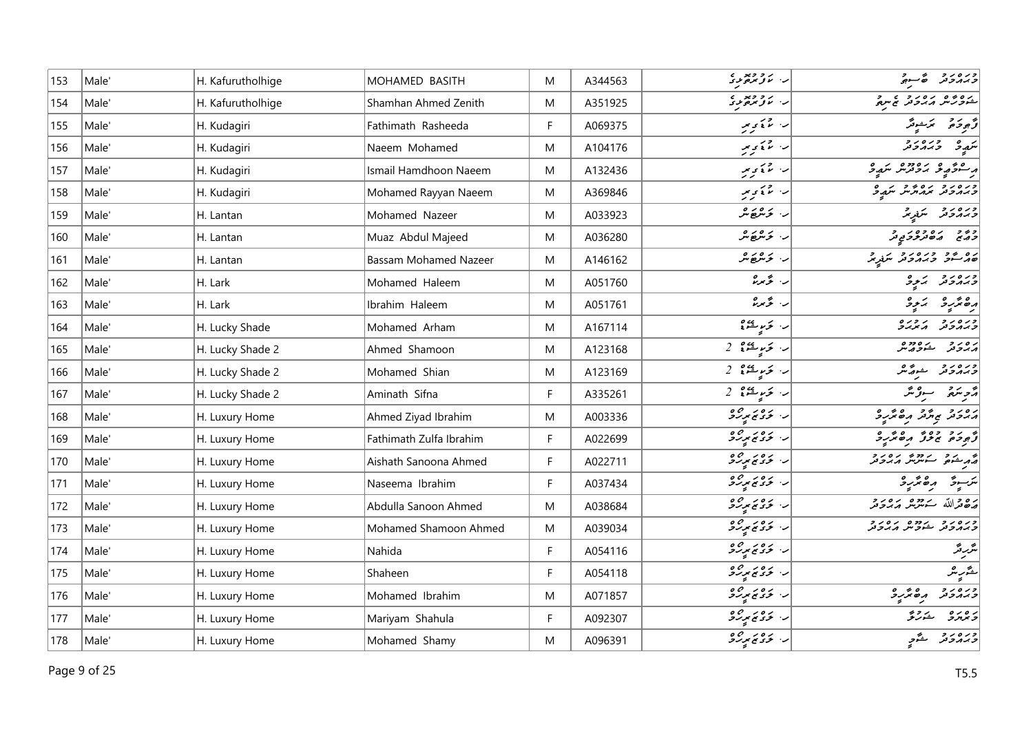| 153 | Male' | H. Kafurutholhige | MOHAMED BASITH | M | A344563 | ހ. ކަފުރުތޮޅިގެ | މުޙައްމަދު ބާސިތު |
|---|---|---|---|---|---|---|---|
| 154 | Male' | H. Kafurutholhige | Shamhan Ahmed Zenith | M | A351925 | ހ. ކަފުރުތޮޅިގެ | ޝަމްހާން އަޙްމަދު ޒެނިތު |
| 155 | Male' | H. Kudagiri | Fathimath Rasheeda | F | A069375 | ހ. ކުދަގިރި | ފާތިމަތު ރަޝީދާ |
| 156 | Male' | H. Kudagiri | Naeem Mohamed | M | A104176 | ހ. ކުދަގިރި | ނަޢީމް މުޙައްމަދު |
| 157 | Male' | H. Kudagiri | Ismail Hamdhoon Naeem | M | A132436 | ހ. ކުދަގިރި | އިސްމާޢީލް ޙަމްދޫން ނަޢީމް |
| 158 | Male' | H. Kudagiri | Mohamed Rayyan Naeem | M | A369846 | ހ. ކުދަގިރި | މުޙައްމަދު ރައްޔާން ނަޢީމް |
| 159 | Male' | H. Lantan | Mohamed Nazeer | M | A033923 | ހ. ލަންޓަން | މުޙައްމަދު ނަޒީރު |
| 160 | Male' | H. Lantan | Muaz Abdul Majeed | M | A036280 | ހ. ލަންޓަން | މުޢާޒު ޢަބްދުލްމަޖީދު |
| 161 | Male' | H. Lantan | Bassam Mohamed Nazeer | M | A146162 | ހ. ލަންޓަން | ބައްސާމް މުޙައްމަދު ނަޒީރު |
| 162 | Male' | H. Lark | Mohamed Haleem | M | A051760 | ހ. ލާރކް | މުޙައްމަދު ހަލީމް |
| 163 | Male' | H. Lark | Ibrahim Haleem | M | A051761 | ހ. ލާރކް | އިބްރާހީމް ހަލީމް |
| 164 | Male' | H. Lucky Shade | Mohamed Arham | M | A167114 | ހ. ލަކީޝޭޑް | މުޙައްމަދު އަރްހަމް |
| 165 | Male' | H. Lucky Shade 2 | Ahmed Shamoon | M | A123168 | ހ. ލަކީޝޭޑް 2 | އަޙްމަދު ޝަމޫން |
| 166 | Male' | H. Lucky Shade 2 | Mohamed Shian | M | A123169 | ހ. ލަކީޝޭޑް 2 | މުޙައްމަދު ޝިއާން |
| 167 | Male' | H. Lucky Shade 2 | Aminath Sifna | F | A335261 | ހ. ލަކީޝޭޑް 2 | އާމިނަތު ސިފްނާ |
| 168 | Male' | H. Luxury Home | Ahmed Ziyad Ibrahim | M | A003336 | ހ. ލަގްޒަރީހޯމް | އަޙްމަދު ޒިޔާދު އިބްރާހީމް |
| 169 | Male' | H. Luxury Home | Fathimath Zulfa Ibrahim | F | A022699 | ހ. ލަގްޒަރީހޯމް | ފާތިމަތު ޒުލްފާ އިބްރާހީމް |
| 170 | Male' | H. Luxury Home | Aishath Sanoona Ahmed | F | A022711 | ހ. ލަގްޒަރީހޯމް | ޢާއިޝަތު ސަނޫނާ އަޙްމަދު |
| 171 | Male' | H. Luxury Home | Naseema Ibrahim | F | A037434 | ހ. ލަގްޒަރީހޯމް | ނަސީމާ އިބްރާހީމް |
| 172 | Male' | H. Luxury Home | Abdulla Sanoon Ahmed | M | A038684 | ހ. ލަގްޒަރީހޯމް | ޢަބްދުﷲ ސަނޫން އަޙްމަދު |
| 173 | Male' | H. Luxury Home | Mohamed Shamoon Ahmed | M | A039034 | ހ. ލަގްޒަރީހޯމް | މުޙައްމަދު ޝަމޫން އަޙްމަދު |
| 174 | Male' | H. Luxury Home | Nahida | F | A054116 | ހ. ލަގްޒަރީހޯމް | ނާހިދާ |
| 175 | Male' | H. Luxury Home | Shaheen | F | A054118 | ހ. ލަގްޒަރީހޯމް | ޝާހީން |
| 176 | Male' | H. Luxury Home | Mohamed Ibrahim | M | A071857 | ހ. ލަގްޒަރީހޯމް | މުޙައްމަދު އިބްރާހީމް |
| 177 | Male' | H. Luxury Home | Mariyam Shahula | F | A092307 | ހ. ލަގްޒަރީހޯމް | މަރިޔަމް ޝަހުލާ |
| 178 | Male' | H. Luxury Home | Mohamed Shamy | M | A096391 | ހ. ލަގްޒަރީހޯމް | މުޙައްމަދު ޝާމީ |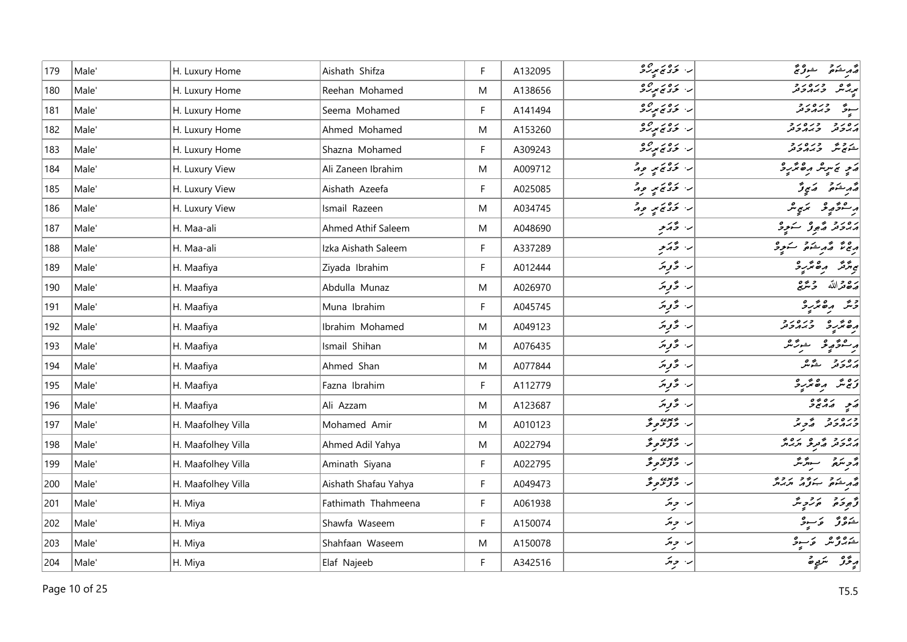| 179 | Male' | H. Luxury Home | Aishath Shifza | F | A132095 | ހ. ލަގްޒަރީހޯމް | އާއިޝަތު ޝިފްޒާ |
|---|---|---|---|---|---|---|---|
| 180 | Male' | H. Luxury Home | Reehan Mohamed | M | A138656 | ހ. ލަގްޒަރީހޯމް | ރީހާން މުހައްމަދު |
| 181 | Male' | H. Luxury Home | Seema Mohamed | F | A141494 | ހ. ލަގްޒަރީހޯމް | ސީމާ މުހައްމަދު |
| 182 | Male' | H. Luxury Home | Ahmed Mohamed | M | A153260 | ހ. ލަގްޒަރީހޯމް | އަހްމަދު މުހައްމަދު |
| 183 | Male' | H. Luxury Home | Shazna Mohamed | F | A309243 | ހ. ލަގްޒަރީހޯމް | ޝަޒްނާ މުހައްމަދު |
| 184 | Male' | H. Luxury View | Ali Zaneen Ibrahim | M | A009712 | ހ. ލަގްޒަރީ ވިއު | އަލި ޒަނީން އިބްރާހީމް |
| 185 | Male' | H. Luxury View | Aishath Azeefa | F | A025085 | ހ. ލަގްޒަރީ ވިއު | އާއިޝަތު އަޒީފާ |
| 186 | Male' | H. Luxury View | Ismail Razeen | M | A034745 | ހ. ލަގްޒަރީ ވިއު | އިސްމާއީލް ރަޒީން |
| 187 | Male' | H. Maa-ali | Ahmed Athif Saleem | M | A048690 | ހ. މާއަލި | އަހްމަދު އާތިފް ސަލީމް |
| 188 | Male' | H. Maa-ali | Izka Aishath Saleem | F | A337289 | ހ. މާއަލި | އިޒްކާ އާއިޝަތު ސަލީމް |
| 189 | Male' | H. Maafiya | Ziyada Ibrahim | F | A012444 | ހ. މާފިޔަ | ޒިޔާދާ އިބްރާހީމް |
| 190 | Male' | H. Maafiya | Abdulla Munaz | M | A026970 | ހ. މާފިޔަ | އަބްދުﷲ މުނާޒް |
| 191 | Male' | H. Maafiya | Muna Ibrahim | F | A045745 | ހ. މާފިޔަ | މުނާ އިބްރާހީމް |
| 192 | Male' | H. Maafiya | Ibrahim Mohamed | M | A049123 | ހ. މާފިޔަ | އިބްރާހީމް މުހައްމަދު |
| 193 | Male' | H. Maafiya | Ismail Shihan | M | A076435 | ހ. މާފިޔަ | އިސްމާއީލް ޝިހާން |
| 194 | Male' | H. Maafiya | Ahmed Shan | M | A077844 | ހ. މާފިޔަ | އަހްމަދު ޝާން |
| 195 | Male' | H. Maafiya | Fazna Ibrahim | F | A112779 | ހ. މާފިޔަ | ފަޒްނާ އިބްރާހީމް |
| 196 | Male' | H. Maafiya | Ali Azzam | M | A123687 | ހ. މާފިޔަ | އަލި އައްޒާމް |
| 197 | Male' | H. Maafolhey Villa | Mohamed Amir | M | A010123 | ހ. މާފޮޅޭވިލާ | މުހައްމަދު އާމިރު |
| 198 | Male' | H. Maafolhey Villa | Ahmed Adil Yahya | M | A022794 | ހ. މާފޮޅޭވިލާ | އަހްމަދު އާދިލް ޔަޙްޔާ |
| 199 | Male' | H. Maafolhey Villa | Aminath Siyana | F | A022795 | ހ. މާފޮޅޭވިލާ | އާމިނަތު ސިޔާނާ |
| 200 | Male' | H. Maafolhey Villa | Aishath Shafau Yahya | F | A049473 | ހ. މާފޮޅޭވިލާ | އާއިޝަތު ޝަފާއު ޔަޙްޔާ |
| 201 | Male' | H. Miya | Fathimath Thahmeena | F | A061938 | ހ. މިޔަ | ފާތިމަތު ތަހުމީނާ |
| 202 | Male' | H. Miya | Shawfa Waseem | F | A150074 | ހ. މިޔަ | ޝަވުފާ ވަސީމް |
| 203 | Male' | H. Miya | Shahfaan Waseem | M | A150078 | ހ. މިޔަ | ޝަހްފާން ވަސީމް |
| 204 | Male' | H. Miya | Elaf Najeeb | F | A342516 | ހ. މިޔަ | އިލާފް ނަޖީބް |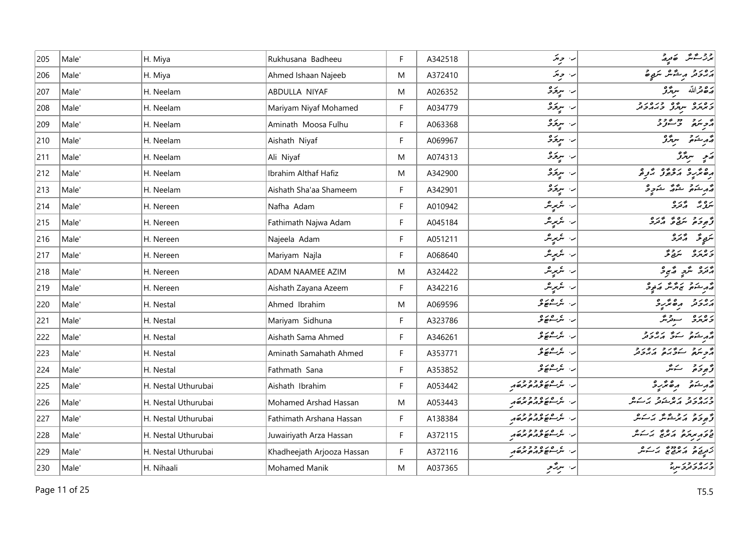| 205 | Male' | H. Miya | Rukhusana Badheeu | F | A342518 | ر. مِيَا | بُرُخُسَانَا بَدِيعُ |
|---|---|---|---|---|---|---|---|
| 206 | Male' | H. Miya | Ahmed Ishaan Najeeb | M | A372410 | ر. مِيَا | أَحْمَد إِشَان نَجِيب |
| 207 | Male' | H. Neelam | ABDULLA NIYAF | M | A026352 | ر. سِيلَمْ | عَبْدُاللّٰه سِيَافْ |
| 208 | Male' | H. Neelam | Mariyam Niyaf Mohamed | F | A034779 | ر. سِيلَمْ | مَرْيَمْ سِيَافْ مُحَمَّد |
| 209 | Male' | H. Neelam | Aminath Moosa Fulhu | F | A063368 | ر. سِيلَمْ | آمِنَة مُوسَى فُلْهُ |
| 210 | Male' | H. Neelam | Aishath Niyaf | F | A069967 | ر. سِيلَمْ | عَائِشَة سِيَافْ |
| 211 | Male' | H. Neelam | Ali Niyaf | M | A074313 | ر. سِيلَمْ | عَلِي سِيَافْ |
| 212 | Male' | H. Neelam | Ibrahim Althaf Hafiz | M | A342900 | ر. سِيلَمْ | إِبْرَاهِيم أَلْطَاف حَافِظ |
| 213 | Male' | H. Neelam | Aishath Sha'aa Shameem | F | A342901 | ر. سِيلَمْ | عَائِشَة شَعَاع شَمِيم |
| 214 | Male' | H. Nereen | Nafha Adam | F | A010942 | ر. سْرِيرِينْ | نَفْهَا آدَم |
| 215 | Male' | H. Nereen | Fathimath Najwa Adam | F | A045184 | ر. سْرِيرِينْ | فَاطِمَة نَجْوَى آدَم |
| 216 | Male' | H. Nereen | Najeela Adam | F | A051211 | ر. سْرِيرِينْ | نَجِيلَا آدَم |
| 217 | Male' | H. Nereen | Mariyam Najla | F | A068640 | ر. سْرِيرِينْ | مَرْيَمْ نَجْلَا |
| 218 | Male' | H. Nereen | ADAM NAAMEE AZIM | M | A324422 | ر. سْرِيرِينْ | آدَم نَامِي عَظِيم |
| 219 | Male' | H. Nereen | Aishath Zayana Azeem | F | A342216 | ر. سْرِيرِينْ | عَائِشَة زَيَانَا عَظِيم |
| 220 | Male' | H. Nestal | Ahmed Ibrahim | M | A069596 | ر. سْرِسْعَوْ | أَحْمَد إِبْرَاهِيم |
| 221 | Male' | H. Nestal | Mariyam Sidhuna | F | A323786 | ر. سْرِسْعَوْ | مَرْيَمْ سِدُونَا |
| 222 | Male' | H. Nestal | Aishath Sama Ahmed | F | A346261 | ر. سْرِسْعَوْ | عَائِشَة سَمَا أَحْمَد |
| 223 | Male' | H. Nestal | Aminath Samahath Ahmed | F | A353771 | ر. سْرِسْعَوْ | آمِنَة سَمَاحَة أَحْمَد |
| 224 | Male' | H. Nestal | Fathmath Sana | F | A353852 | ر. سْرِسْعَوْ | فَاطِمَة سَنَا |
| 225 | Male' | H. Nestal Uthurubai | Aishath Ibrahim | F | A053442 | ر. سْرِسْعَوْ أُتُرُبَيْ | عَائِشَة إِبْرَاهِيم |
| 226 | Male' | H. Nestal Uthurubai | Mohamed Arshad Hassan | M | A053443 | ر. سْرِسْعَوْ أُتُرُبَيْ | مُحَمَّد أَرْشَد حَسَن |
| 227 | Male' | H. Nestal Uthurubai | Fathimath Arshana Hassan | F | A138384 | ر. سْرِسْعَوْ أُتُرُبَيْ | فَاطِمَة أَرْشَانَا حَسَن |
| 228 | Male' | H. Nestal Uthurubai | Juwairiyath Arza Hassan | F | A372115 | ر. سْرِسْعَوْ أُتُرُبَيْ | جُوَيْرِيَة أَرْزَا حَسَن |
| 229 | Male' | H. Nestal Uthurubai | Khadheejath Arjooza Hassan | F | A372116 | ر. سْرِسْعَوْ أُتُرُبَيْ | خَدِيجَة أَرْجُوزَا حَسَن |
| 230 | Male' | H. Nihaali | Mohamed Manik | M | A037365 | ر. سِرِعَالِي | مُحَمَّد مَانِكْ |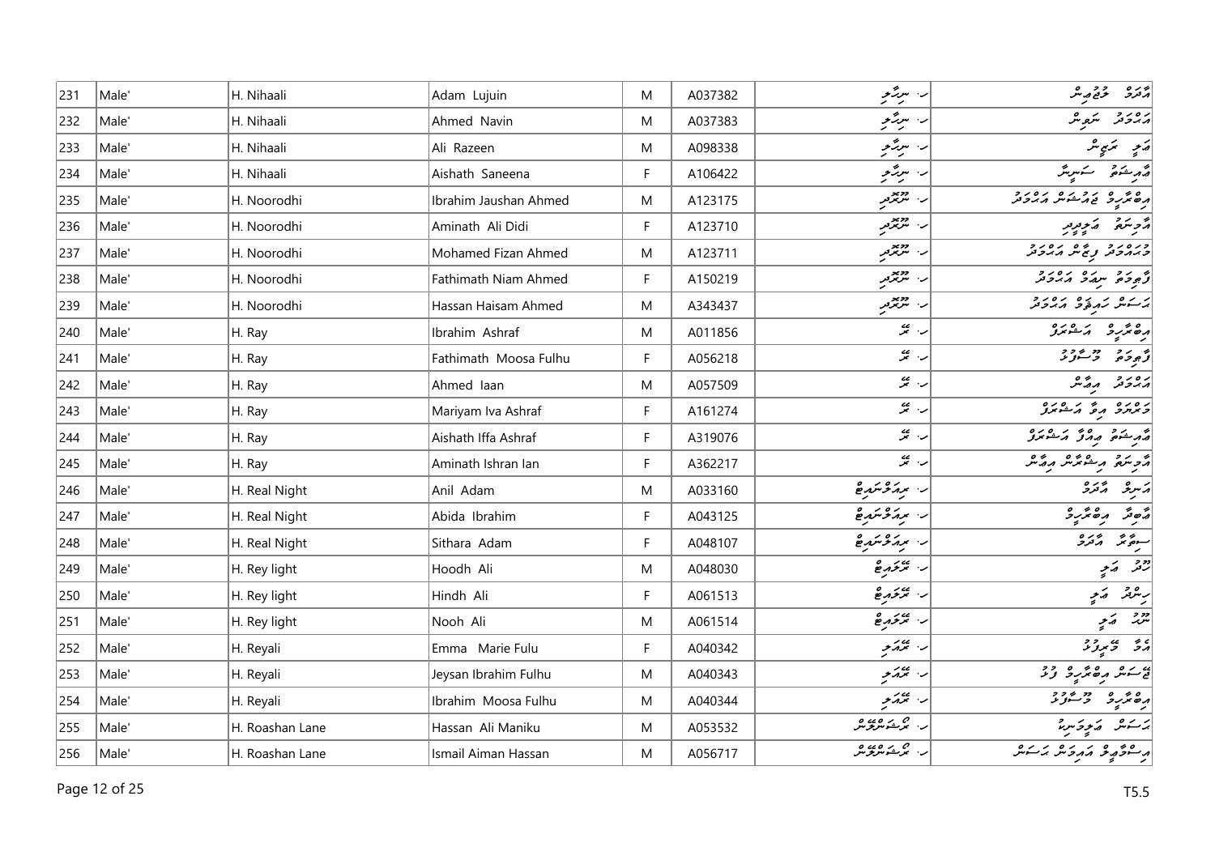| 231 | Male' | H. Nihaali | Adam Lujuin | M | A037382 | ހ. ނިހާލި | އާދަމް ލުޖުއިން |
|---|---|---|---|---|---|---|---|
| 232 | Male' | H. Nihaali | Ahmed Navin | M | A037383 | ހ. ނިހާލި | އަޙްމަދު ނަވިން |
| 233 | Male' | H. Nihaali | Ali Razeen | M | A098338 | ހ. ނިހާލި | އަލި ރަޒީން |
| 234 | Male' | H. Nihaali | Aishath Saneena | F | A106422 | ހ. ނިހާލި | އައިށަތު ސަނީނާ |
| 235 | Male' | H. Noorodhi | Ibrahim Jaushan Ahmed | M | A123175 | ހ. ނޫރޯދި | އިބްރާހީމް ޖައުޝަން އަޙްމަދު |
| 236 | Male' | H. Noorodhi | Aminath Ali Didi | F | A123710 | ހ. ނޫރޯދި | އާމިނަތު އަލިދީދީ |
| 237 | Male' | H. Noorodhi | Mohamed Fizan Ahmed | M | A123711 | ހ. ނޫރޯދި | މުޙައްމަދު ފިޒާން އަޙްމަދު |
| 238 | Male' | H. Noorodhi | Fathimath Niam Ahmed | F | A150219 | ހ. ނޫރޯދި | ފާތިމަތު ނިޢަމް އަޙްމަދު |
| 239 | Male' | H. Noorodhi | Hassan Haisam Ahmed | M | A343437 | ހ. ނޫރޯދި | ހަސަން ހައިސަމް އަޙްމަދު |
| 240 | Male' | H. Ray | Ibrahim Ashraf | M | A011856 | ހ. ރޭ | އިބްރާހީމް އަޝްރަފް |
| 241 | Male' | H. Ray | Fathimath Moosa Fulhu | F | A056218 | ހ. ރޭ | ފާތިމަތު މޫސާފުޅު |
| 242 | Male' | H. Ray | Ahmed Iaan | M | A057509 | ހ. ރޭ | އަޙްމަދު އިޢާން |
| 243 | Male' | H. Ray | Mariyam Iva Ashraf | F | A161274 | ހ. ރޭ | މަރިޔަމް އިވާ އަޝްރަފް |
| 244 | Male' | H. Ray | Aishath Iffa Ashraf | F | A319076 | ހ. ރޭ | އައިށަތު އިއްފާ އަޝްރަފް |
| 245 | Male' | H. Ray | Aminath Ishran Ian | F | A362217 | ހ. ރޭ | އާމިނަތު އިޝްރާން އިޢާން |
| 246 | Male' | H. Real Night | Anil Adam | M | A033160 | ހ. ރިއަލްނައިޓް | އަނިލް އާދަމް |
| 247 | Male' | H. Real Night | Abida Ibrahim | F | A043125 | ހ. ރިއަލްނައިޓް | އާބިދާ އިބްރާހީމް |
| 248 | Male' | H. Real Night | Sithara Adam | F | A048107 | ހ. ރިއަލްނައިޓް | ސިތާރާ އާދަމް |
| 249 | Male' | H. Rey light | Hoodh Ali | M | A048030 | ހ. ރޭލައިޓް | ހޫދު އަލި |
| 250 | Male' | H. Rey light | Hindh Ali | F | A061513 | ހ. ރޭލައިޓް | ހިންދު އަލި |
| 251 | Male' | H. Rey light | Nooh Ali | M | A061514 | ހ. ރޭލައިޓް | ނޫޙު އަލި |
| 252 | Male' | H. Reyali | Emma Marie Fulu | F | A040342 | ހ. ރޭއަލި | އެމާ މޭރީފުލު |
| 253 | Male' | H. Reyali | Jeysan Ibrahim Fulhu | M | A040343 | ހ. ރޭއަލި | ޖޭސަން އިބްރާހީމް ފުޅު |
| 254 | Male' | H. Reyali | Ibrahim Moosa Fulhu | M | A040344 | ހ. ރޭއަލި | އިބްރާހީމް މޫސާފުޅު |
| 255 | Male' | H. Roashan Lane | Hassan Ali Maniku | M | A053532 | ހ. ރޯޝަންލޭން | ހަސަން އަލިމަނިކު |
| 256 | Male' | H. Roashan Lane | Ismail Aiman Hassan | M | A056717 | ހ. ރޯޝަންލޭން | އިސްމާޢީލް އައިމަން ހަސަން |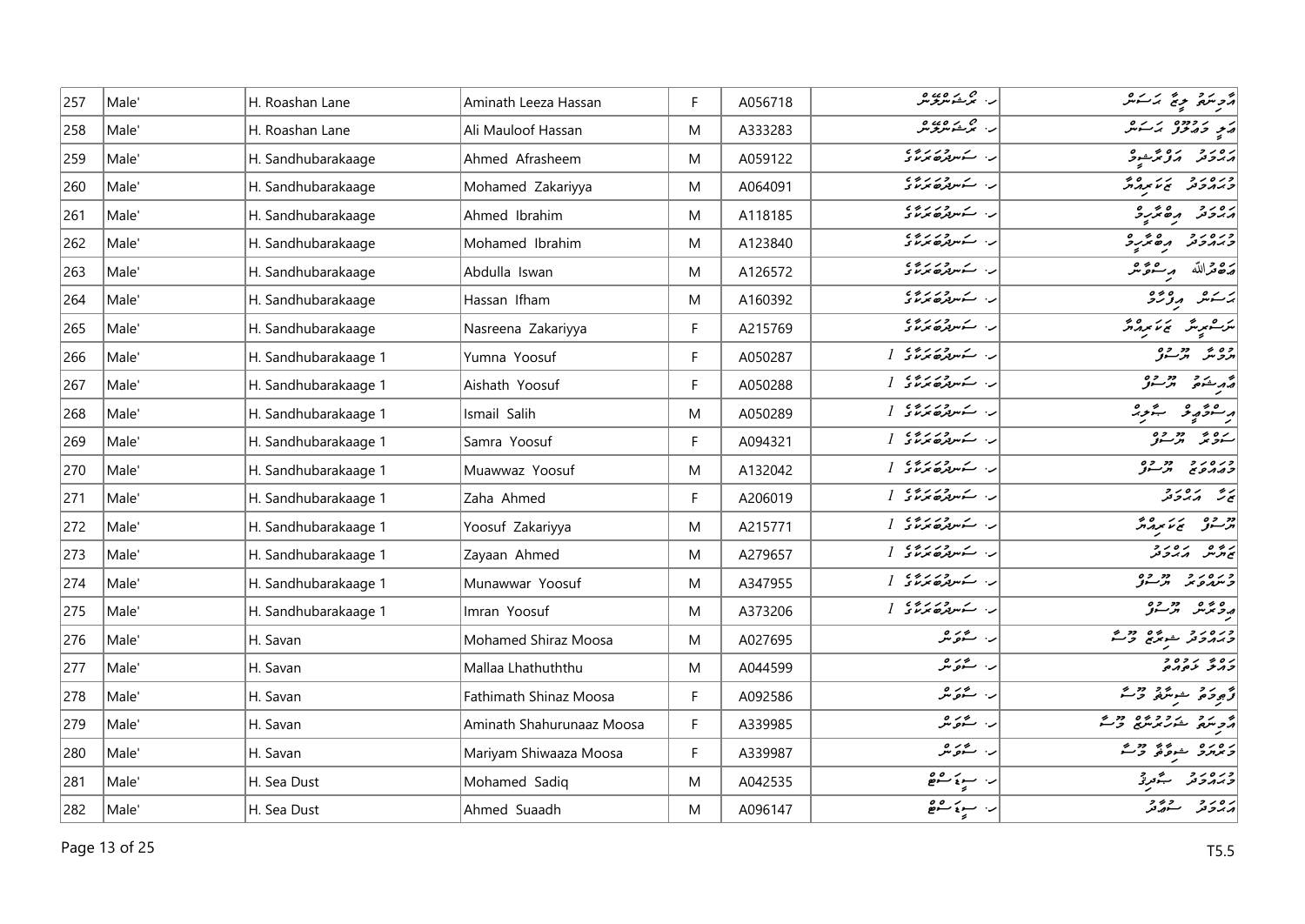| 257 | Male' | H. Roashan Lane | Aminath Leeza Hassan | F | A056718 | ر. ޕްރޮޝަންލޭން | އާމިނަތު ލީޒާ ހަސަން |
|---|---|---|---|---|---|---|---|
| 258 | Male' | H. Roashan Lane | Ali Mauloof Hassan | M | A333283 | ر. ރޯޝަންލޭން | ޢަލީ މައުލޫފު ހަސަން |
| 259 | Male' | H. Sandhubarakaage | Ahmed Afrasheem | M | A059122 | ر. ސަންދުބަރަކާގެ | އަޙްމަދު އަފްރަޝީމް |
| 260 | Male' | H. Sandhubarakaage | Mohamed Zakariyya | M | A064091 | ر. ސަންދުބަރަކާގެ | މުޙައްމަދު ޒަކަރިއްޔާ |
| 261 | Male' | H. Sandhubarakaage | Ahmed Ibrahim | M | A118185 | ر. ސަންދުބަރަކާގެ | އަޙްމަދު އިބްރާހީމް |
| 262 | Male' | H. Sandhubarakaage | Mohamed Ibrahim | M | A123840 | ر. ސަންދުބަރަކާގެ | މުޙައްމަދު އިބްރާހީމް |
| 263 | Male' | H. Sandhubarakaage | Abdulla Iswan | M | A126572 | ر. ސަންދުބަރަކާގެ | އަބްދުﷲ އިސްވާން |
| 264 | Male' | H. Sandhubarakaage | Hassan Ifham | M | A160392 | ر. ސަންދުބަރަކާގެ | ހަސަން އިފްހާމް |
| 265 | Male' | H. Sandhubarakaage | Nasreena Zakariyya | F | A215769 | ر. ސަންދުބަރަކާގެ | ނަސްރީނާ ޒަކަރިއްޔާ |
| 266 | Male' | H. Sandhubarakaage 1 | Yumna Yoosuf | F | A050287 | ر. ސަންދުބަރަކާގެ 1 | ޔުމްނާ ޔޫސުފް |
| 267 | Male' | H. Sandhubarakaage 1 | Aishath Yoosuf | F | A050288 | ر. ސަންދުބަރަކާގެ 1 | އައިޝަތު ޔޫސުފް |
| 268 | Male' | H. Sandhubarakaage 1 | Ismail Salih | M | A050289 | ر. ސަންދުބަރަކާގެ 1 | އިސްމާޢީލް ސާލިހް |
| 269 | Male' | H. Sandhubarakaage 1 | Samra Yoosuf | F | A094321 | ر. ސަންދުބަރަކާގެ 1 | ސަމްރާ ޔޫސުފް |
| 270 | Male' | H. Sandhubarakaage 1 | Muawwaz Yoosuf | M | A132042 | ر. ސަންދުބަރަކާގެ 1 | މުޢައްވަޒް ޔޫސުފް |
| 271 | Male' | H. Sandhubarakaage 1 | Zaha Ahmed | F | A206019 | ر. ސަންދުބަރަކާގެ 1 | ޒަހާ އަޙްމަދު |
| 272 | Male' | H. Sandhubarakaage 1 | Yoosuf Zakariyya | M | A215771 | ر. ސަންދުބަރަކާގެ 1 | ޔޫސުފް ޒަކަރިއްޔާ |
| 273 | Male' | H. Sandhubarakaage 1 | Zayaan Ahmed | M | A279657 | ر. ސަންދުބަރަކާގެ 1 | ޒަޔާން އަޙްމަދު |
| 274 | Male' | H. Sandhubarakaage 1 | Munawwar Yoosuf | M | A347955 | ر. ސަންދުބަރަކާގެ 1 | މުނައްވަރު ޔޫސުފް |
| 275 | Male' | H. Sandhubarakaage 1 | Imran Yoosuf | M | A373206 | ر. ސަންދުބަރަކާގެ 1 | އިމްރާން ޔޫސުފް |
| 276 | Male' | H. Savan | Mohamed Shiraz Moosa | M | A027695 | ر. ސާވަން | މުޙައްމަދު ޝިރާޒް މޫސާ |
| 277 | Male' | H. Savan | Mallaa Lhathuththu | M | A044599 | ر. ސާވަން | މައްލާ ޅަތުއްތު |
| 278 | Male' | H. Savan | Fathimath Shinaz Moosa | F | A092586 | ر. ސާވަން | ފާތިމަތު ޝިނާޒް މޫސާ |
| 279 | Male' | H. Savan | Aminath Shahurunaaz Moosa | F | A339985 | ر. ސާވަން | އާމިނަތު ޝަހުރުނާޒް މޫސާ |
| 280 | Male' | H. Savan | Mariyam Shiwaaza Moosa | F | A339987 | ر. ސާވަން | މަރިޔަމް ޝިވާޒާ މޫސާ |
| 281 | Male' | H. Sea Dust | Mohamed Sadiq | M | A042535 | ر. ސީޑަސްޓް | މުޙައްމަދު ސާދިޤު |
| 282 | Male' | H. Sea Dust | Ahmed Suaadh | M | A096147 | ر. ސީޑަސްޓް | އަޙްމަދު ސުޢާދު |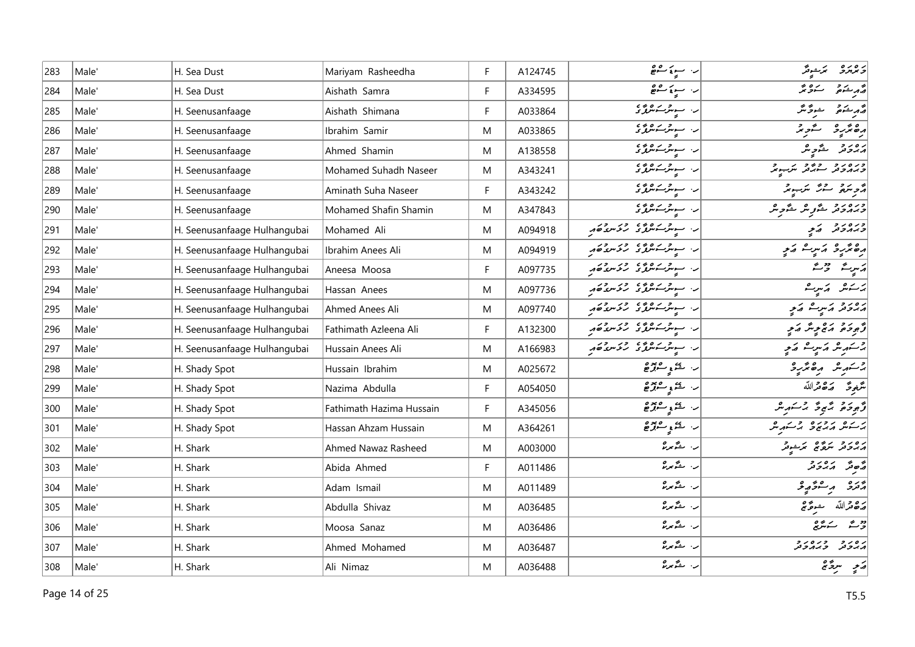| 283 | Male' | H. Sea Dust | Mariyam Rasheedha | F | A124745 | ހ. ސީޑަސްޓް | މަރްޔަމް ރަޝީދާ |
|---|---|---|---|---|---|---|---|
| 284 | Male' | H. Sea Dust | Aishath Samra | F | A334595 | ހ. ސީޑަސްޓް | އާއިޝަތު ސަމްރާ |
| 285 | Male' | H. Seenusanfaage | Aishath Shimana | F | A033864 | ހ. ސީނުސަންފާގެ | އާއިޝަތު ޝިމާނާ |
| 286 | Male' | H. Seenusanfaage | Ibrahim Samir | M | A033865 | ހ. ސީނުސަންފާގެ | އިބްރާހީމް ސާމިރު |
| 287 | Male' | H. Seenusanfaage | Ahmed Shamin | M | A138558 | ހ. ސީނުސަންފާގެ | އަޙްމަދު ޝާމިން |
| 288 | Male' | H. Seenusanfaage | Mohamed Suhadh Naseer | M | A343241 | ހ. ސީނުސަންފާގެ | މުޙައްމަދު ސުހާދު ނަސީރު |
| 289 | Male' | H. Seenusanfaage | Aminath Suha Naseer | F | A343242 | ހ. ސީނުސަންފާގެ | އާމިނަތު ސުހާ ނަސީރު |
| 290 | Male' | H. Seenusanfaage | Mohamed Shafin Shamin | M | A347843 | ހ. ސީނުސަންފާގެ | މުޙައްމަދު ޝާފިން ޝާމިން |
| 291 | Male' | H. Seenusanfaage Hulhangubai | Mohamed Ali | M | A094918 | ހ. ސީނުސަންފާގެ ހުޅަނގުބައި | މުޙައްމަދު ޢަލީ |
| 292 | Male' | H. Seenusanfaage Hulhangubai | Ibrahim Anees Ali | M | A094919 | ހ. ސީނުސަންފާގެ ހުޅަނގުބައި | އިބްރާހީމް އަނީސް ޢަލީ |
| 293 | Male' | H. Seenusanfaage Hulhangubai | Aneesa Moosa | F | A097735 | ހ. ސީނުސަންފާގެ ހުޅަނގުބައި | އަނީސާ މޫސާ |
| 294 | Male' | H. Seenusanfaage Hulhangubai | Hassan Anees | M | A097736 | ހ. ސީނުސަންފާގެ ހުޅަނގުބައި | ޙަސަން އަނީސް |
| 295 | Male' | H. Seenusanfaage Hulhangubai | Ahmed Anees Ali | M | A097740 | ހ. ސީނުސަންފާގެ ހުޅަނގުބައި | އަޙްމަދު އަނީސް ޢަލީ |
| 296 | Male' | H. Seenusanfaage Hulhangubai | Fathimath Azleena Ali | F | A132300 | ހ. ސީނުސަންފާގެ ހުޅަނގުބައި | ފާތިމަތު އަޒްލީނާ ޢަލީ |
| 297 | Male' | H. Seenusanfaage Hulhangubai | Hussain Anees Ali | M | A166983 | ހ. ސީނުސަންފާގެ ހުޅަނގުބައި | ޙުސައިން އަނީސް ޢަލީ |
| 298 | Male' | H. Shady Spot | Hussain Ibrahim | M | A025672 | ހ. ޝޭޑީ ސްޕޮޓް | ޙުސައިން އިބްރާހީމް |
| 299 | Male' | H. Shady Spot | Nazima Abdulla | F | A054050 | ހ. ޝޭޑީ ސްޕޮޓް | ނާޒިމާ ޢަބްދުﷲ |
| 300 | Male' | H. Shady Spot | Fathimath Hazima Hussain | F | A345056 | ހ. ޝޭޑީ ސްޕޮޓް | ފާތިމަތު ހާޒިމާ ޙުސައިން |
| 301 | Male' | H. Shady Spot | Hassan Ahzam Hussain | M | A364261 | ހ. ޝޭޑީ ސްޕޮޓް | ޙަސަން އަޙްޒަމް ޙުސައިން |
| 302 | Male' | H. Shark | Ahmed Nawaz Rasheed | M | A003000 | ހ. ޝާކް | އަޙްމަދު ނަވާޒް ރަޝީދު |
| 303 | Male' | H. Shark | Abida Ahmed | F | A011486 | ހ. ޝާކް | އާބިދާ އަޙްމަދު |
| 304 | Male' | H. Shark | Adam Ismail | M | A011489 | ހ. ޝާކް | އާދަމް އިސްމާޢީލް |
| 305 | Male' | H. Shark | Abdulla Shivaz | M | A036485 | ހ. ޝާކް | ޢަބްދުﷲ ޝިވާޒް |
| 306 | Male' | H. Shark | Moosa Sanaz | M | A036486 | ހ. ޝާކް | މޫސާ ސަނާޒް |
| 307 | Male' | H. Shark | Ahmed Mohamed | M | A036487 | ހ. ޝާކް | އަޙްމަދު މުޙައްމަދު |
| 308 | Male' | H. Shark | Ali Nimaz | M | A036488 | ހ. ޝާކް | ޢަލީ ނިމާޒް |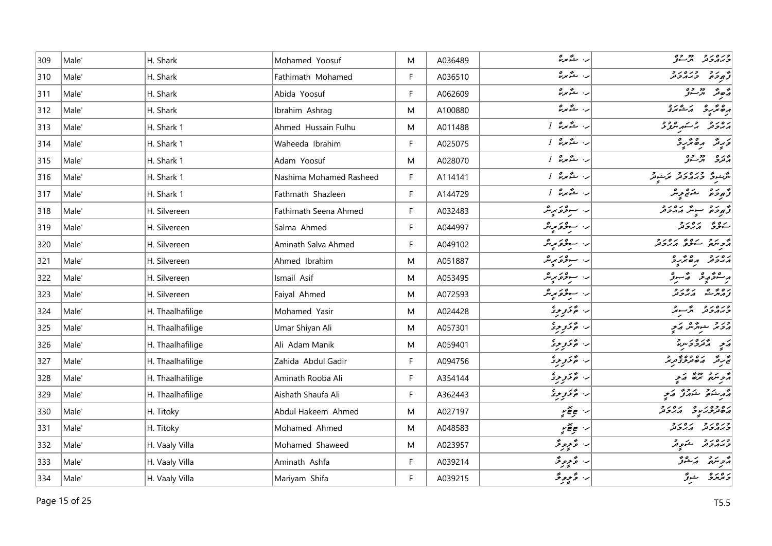| 309 | Male' | H. Shark | Mohamed Yoosuf | M | A036489 | ހ. ޝާރކް | މުޙައްމަދު ޔޫސުފް |
|---|---|---|---|---|---|---|---|
| 310 | Male' | H. Shark | Fathimath Mohamed | F | A036510 | ހ. ޝާރކް | ފާތިމަތު މުޙައްމަދު |
| 311 | Male' | H. Shark | Abida Yoosuf | F | A062609 | ހ. ޝާރކް | އާބިދާ ޔޫސުފް |
| 312 | Male' | H. Shark | Ibrahim Ashrag | M | A100880 | ހ. ޝާރކް | އިބްރާހީމް އަޝްރަގް |
| 313 | Male' | H. Shark 1 | Ahmed Hussain Fulhu | M | A011488 | ހ. ޝާރކް 1 | އަޙްމަދު ހުސައިން ފުޅު |
| 314 | Male' | H. Shark 1 | Waheeda Ibrahim | F | A025075 | ހ. ޝާރކް 1 | ވަހީދާ އިބްރާހީމް |
| 315 | Male' | H. Shark 1 | Adam Yoosuf | M | A028070 | ހ. ޝާރކް 1 | އާދަމް ޔޫސުފް |
| 316 | Male' | H. Shark 1 | Nashima Mohamed Rasheed | F | A114141 | ހ. ޝާރކް 1 | ނާޝިމާ މުޙައްމަދު ރަޝީދު |
| 317 | Male' | H. Shark 1 | Fathmath Shazleen | F | A144729 | ހ. ޝާރކް 1 | ފާތިމަތު ޝަޒްލީން |
| 318 | Male' | H. Silvereen | Fathimath Seena Ahmed | F | A032483 | ހ. ސިލްވަރީން | ފާތިމަތު ސީނާ އަޙްމަދު |
| 319 | Male' | H. Silvereen | Salma Ahmed | F | A044997 | ހ. ސިލްވަރީން | ސަލްމާ އަޙްމަދު |
| 320 | Male' | H. Silvereen | Aminath Salva Ahmed | F | A049102 | ހ. ސިލްވަރީން | އާމިނަތު ސަލްވާ އަޙްމަދު |
| 321 | Male' | H. Silvereen | Ahmed Ibrahim | M | A051887 | ހ. ސިލްވަރީން | އަޙްމަދު އިބްރާހީމް |
| 322 | Male' | H. Silvereen | Ismail Asif | M | A053495 | ހ. ސިލްވަރީން | އިސްމާޢީލް އާސިފް |
| 323 | Male' | H. Silvereen | Faiyal Ahmed | M | A072593 | ހ. ސިލްވަރީން | ފައިޔާޒް އަޙްމަދު |
| 324 | Male' | H. Thaalhafilige | Mohamed Yasir | M | A024428 | ހ. ތާޅަފިލިގެ | މުޙައްމަދު ޔާސިރު |
| 325 | Male' | H. Thaalhafilige | Umar Shiyan Ali | M | A057301 | ހ. ތާޅަފިލިގެ | އުމަރު ޝިޔާން އަލި |
| 326 | Male' | H. Thaalhafilige | Ali Adam Manik | M | A059401 | ހ. ތާޅަފިލިގެ | އަލި އާދަމްމަނިކު |
| 327 | Male' | H. Thaalhafilige | Zahida Abdul Gadir | F | A094756 | ހ. ތާޅަފިލިގެ | ޒާހިދާ އަބްދުލްޤާދިރު |
| 328 | Male' | H. Thaalhafilige | Aminath Rooba Ali | F | A354144 | ހ. ތާޅަފިލިގެ | އާމިނަތު ރޫބާ އަލި |
| 329 | Male' | H. Thaalhafilige | Aishath Shaufa Ali | F | A362443 | ހ. ތާޅަފިލިގެ | އާއިޝަތު ޝައުފާ އަލި |
| 330 | Male' | H. Titoky | Abdul Hakeem Ahmed | M | A027197 | ހ. ޓިޓޯކީ | އަބްދުލްޙަކީމް އަޙްމަދު |
| 331 | Male' | H. Titoky | Mohamed Ahmed | M | A048583 | ހ. ޓިޓޯކީ | މުޙައްމަދު އަޙްމަދު |
| 332 | Male' | H. Vaaly Villa | Mohamed Shaweed | M | A023957 | ހ. ވާލީވިލާ | މުޙައްމަދު ޝަވީދު |
| 333 | Male' | H. Vaaly Villa | Aminath Ashfa | F | A039214 | ހ. ވާލީވިލާ | އާމިނަތު އަޝްފާ |
| 334 | Male' | H. Vaaly Villa | Mariyam Shifa | F | A039215 | ހ. ވާލީވިލާ | މަރިޔަމް ޝިފާ |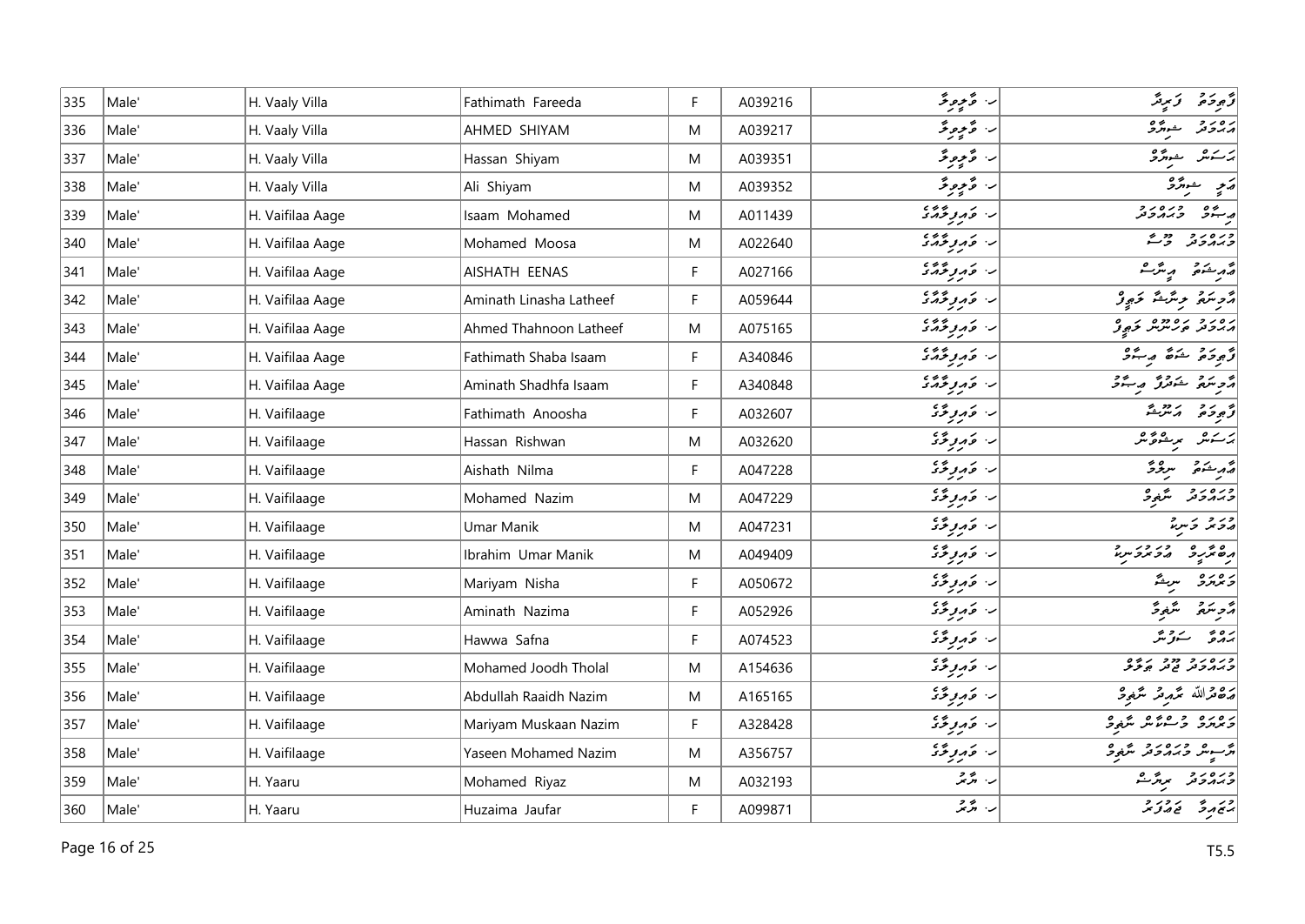| 335 | Male' | H. Vaaly Villa | Fathimath Fareeda | F | A039216 | ހ. ވާލީވިލާ | ފާތިމަތު ފަރީދާ |
|---|---|---|---|---|---|---|---|
| 336 | Male' | H. Vaaly Villa | AHMED SHIYAM | M | A039217 | ހ. ވާލީވިލާ | އަހުމަދު ޝިޔާމް |
| 337 | Male' | H. Vaaly Villa | Hassan Shiyam | M | A039351 | ހ. ވާލީވިލާ | ހަސަން ޝިޔާމް |
| 338 | Male' | H. Vaaly Villa | Ali Shiyam | M | A039352 | ހ. ވާލީވިލާ | އަލި ޝިޔާމް |
| 339 | Male' | H. Vaifilaa Aage | Isaam Mohamed | M | A011439 | ހ. ވައިފިލާއާގެ | އިސާމް މުހައްމަދު |
| 340 | Male' | H. Vaifilaa Aage | Mohamed Moosa | M | A022640 | ހ. ވައިފިލާއާގެ | މުހައްމަދު މޫސާ |
| 341 | Male' | H. Vaifilaa Aage | AISHATH EENAS | F | A027166 | ހ. ވައިފިލާއާގެ | އާއިޝަތު އީނާސް |
| 342 | Male' | H. Vaifilaa Aage | Aminath Linasha Latheef | F | A059644 | ހ. ވައިފިލާއާގެ | އާމިނަތު ލިނާޝާ ލަތީފް |
| 343 | Male' | H. Vaifilaa Aage | Ahmed Thahnoon Latheef | M | A075165 | ހ. ވައިފިލާއާގެ | އަހުމަދު ތަހްނޫން ލަތީފް |
| 344 | Male' | H. Vaifilaa Aage | Fathimath Shaba Isaam | F | A340846 | ހ. ވައިފިލާއާގެ | ފާތިމަތު ޝަބާ އިސާމް |
| 345 | Male' | H. Vaifilaa Aage | Aminath Shadhfa Isaam | F | A340848 | ހ. ވައިފިލާއާގެ | އާމިނަތު ޝަދްފާ އިސާމް |
| 346 | Male' | H. Vaifilaage | Fathimath Anoosha | F | A032607 | ހ. ވައިފިލާގެ | ފާތިމަތު އަނޫޝާ |
| 347 | Male' | H. Vaifilaage | Hassan Rishwan | M | A032620 | ހ. ވައިފިލާގެ | ހަސަން ރިޝްވާން |
| 348 | Male' | H. Vaifilaage | Aishath Nilma | F | A047228 | ހ. ވައިފިލާގެ | އާއިޝަތު ނިލްމާ |
| 349 | Male' | H. Vaifilaage | Mohamed Nazim | M | A047229 | ހ. ވައިފިލާގެ | މުހައްމަދު ނާޒިމް |
| 350 | Male' | H. Vaifilaage | Umar Manik | M | A047231 | ހ. ވައިފިލާގެ | އުމަރު މަނިކު |
| 351 | Male' | H. Vaifilaage | Ibrahim Umar Manik | M | A049409 | ހ. ވައިފިލާގެ | އިބްރާހިމް އުމަރުމަނިކު |
| 352 | Male' | H. Vaifilaage | Mariyam Nisha | F | A050672 | ހ. ވައިފިލާގެ | މަރިޔަމް ނިޝާ |
| 353 | Male' | H. Vaifilaage | Aminath Nazima | F | A052926 | ހ. ވައިފިލާގެ | އާމިނަތު ނާޒިމާ |
| 354 | Male' | H. Vaifilaage | Hawwa Safna | F | A074523 | ހ. ވައިފިލާގެ | ހައްވާ ސަފްނާ |
| 355 | Male' | H. Vaifilaage | Mohamed Joodh Tholal | M | A154636 | ހ. ވައިފިލާގެ | މުހައްމަދު ޖޫދު ތޮލާލް |
| 356 | Male' | H. Vaifilaage | Abdullah Raaidh Nazim | M | A165165 | ހ. ވައިފިލާގެ | އަބްދުﷲ ރާއިދު ނާޒިމް |
| 357 | Male' | H. Vaifilaage | Mariyam Muskaan Nazim | F | A328428 | ހ. ވައިފިލާގެ | މަރިޔަމް މުސްކާން ނާޒިމް |
| 358 | Male' | H. Vaifilaage | Yaseen Mohamed Nazim | M | A356757 | ހ. ވައިފިލާގެ | ޔާސީން މުހައްމަދު ނާޒިމް |
| 359 | Male' | H. Yaaru | Mohamed Riyaz | M | A032193 | ހ. ޔާރު | މުހައްމަދު ރިޔާޒް |
| 360 | Male' | H. Yaaru | Huzaima Jaufar | F | A099871 | ހ. ޔާރު | ހުޒައިމާ ޖައުފަރު |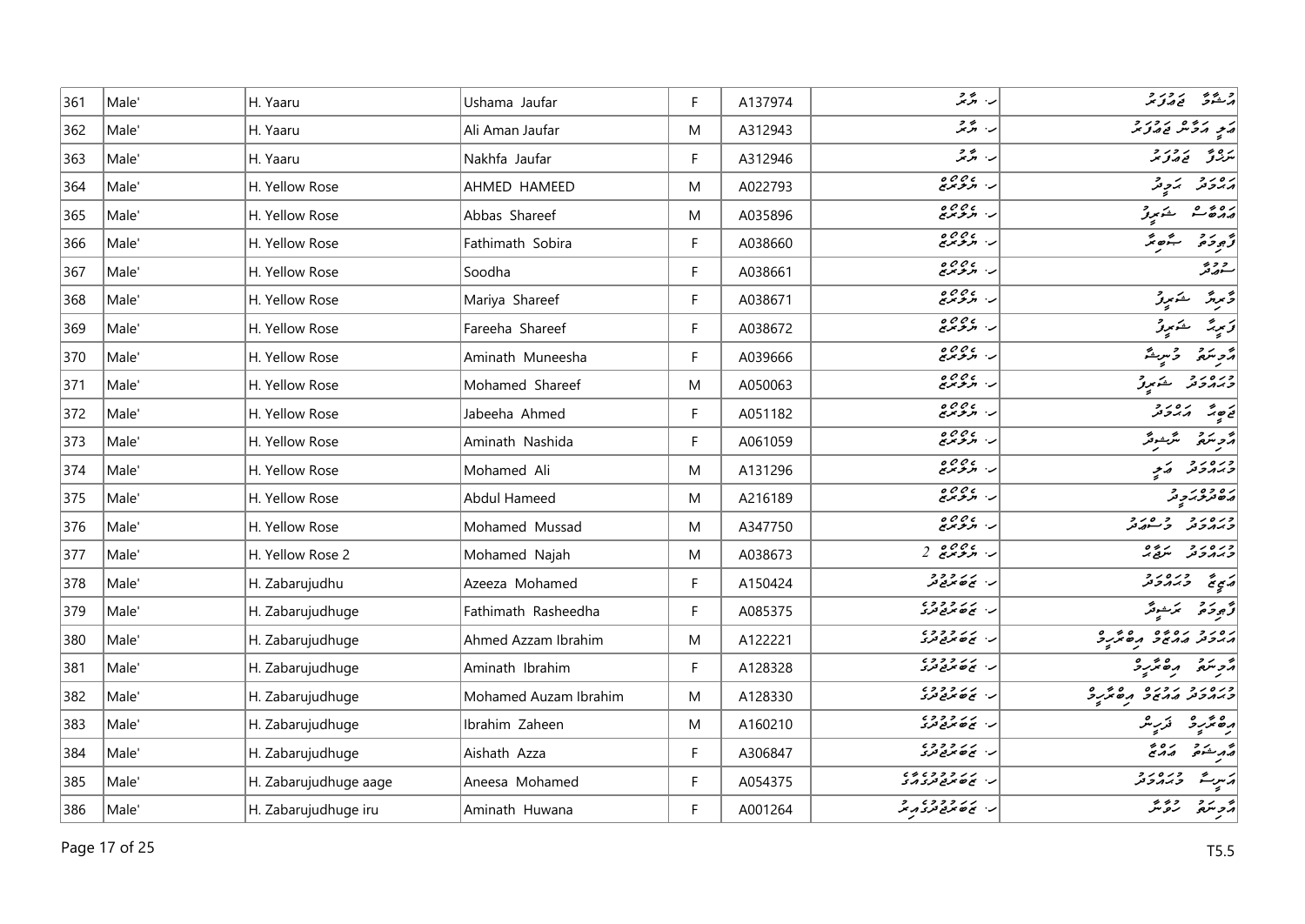| 361 | Male' | H. Yaaru | Ushama Jaufar | F | A137974 | ހ. ޔާރު | އުޝާމާ ޖައުފަރު |
|---|---|---|---|---|---|---|---|
| 362 | Male' | H. Yaaru | Ali Aman Jaufar | M | A312943 | ހ. ޔާރު | ޢަލީ އަމާން ޖައުފަރު |
| 363 | Male' | H. Yaaru | Nakhfa Jaufar | F | A312946 | ހ. ޔާރު | ނަޚްފާ ޖައުފަރު |
| 364 | Male' | H. Yellow Rose | AHMED HAMEED | M | A022793 | ހ. ޔެލޯރޯޒް | އަޙްމަދު ހަމީދު |
| 365 | Male' | H. Yellow Rose | Abbas Shareef | M | A035896 | ހ. ޔެލޯރޯޒް | އައްބާސް ޝަރީފު |
| 366 | Male' | H. Yellow Rose | Fathimath Sobira | F | A038660 | ހ. ޔެލޯރޯޒް | ފާތިމަތު ޞާބިރާ |
| 367 | Male' | H. Yellow Rose | Soodha | F | A038661 | ހ. ޔެލޯރޯޒް | ސޫދާ |
| 368 | Male' | H. Yellow Rose | Mariya Shareef | F | A038671 | ހ. ޔެލޯރޯޒް | މާރިޔާ ޝަރީފު |
| 369 | Male' | H. Yellow Rose | Fareeha Shareef | F | A038672 | ހ. ޔެލޯރޯޒް | ފަރީހާ ޝަރީފު |
| 370 | Male' | H. Yellow Rose | Aminath Muneesha | F | A039666 | ހ. ޔެލޯރޯޒް | އާމިނަތު މުނީޝާ |
| 371 | Male' | H. Yellow Rose | Mohamed Shareef | M | A050063 | ހ. ޔެލޯރޯޒް | މުޙައްމަދު ޝަރީފު |
| 372 | Male' | H. Yellow Rose | Jabeeha Ahmed | F | A051182 | ހ. ޔެލޯރޯޒް | ޖަބީހާ އަޙްމަދު |
| 373 | Male' | H. Yellow Rose | Aminath Nashida | F | A061059 | ހ. ޔެލޯރޯޒް | އާމިނަތު ނާޝިދާ |
| 374 | Male' | H. Yellow Rose | Mohamed Ali | M | A131296 | ހ. ޔެލޯރޯޒް | މުޙައްމަދު ޢަލީ |
| 375 | Male' | H. Yellow Rose | Abdul Hameed | M | A216189 | ހ. ޔެލޯރޯޒް | އަބްދުލްހަމީދު |
| 376 | Male' | H. Yellow Rose | Mohamed Mussad | M | A347750 | ހ. ޔެލޯރޯޒް | މުޙައްމަދު މުސްޢަދު |
| 377 | Male' | H. Yellow Rose 2 | Mohamed Najah | M | A038673 | ހ. ޔެލޯރޯޒް 2 | މުޙައްމަދު ނަޖާޙް |
| 378 | Male' | H. Zabarujudhu | Azeeza Mohamed | F | A150424 | ހ. ޒަބަރުޖުދު | ޢަޒީޒާ މުޙައްމަދު |
| 379 | Male' | H. Zabarujudhuge | Fathimath Rasheedha | F | A085375 | ހ. ޒަބަރުޖުދުގެ | ފާތިމަތު ރަޝީދާ |
| 380 | Male' | H. Zabarujudhuge | Ahmed Azzam Ibrahim | M | A122221 | ހ. ޒަބަރުޖުދުގެ | އަޙްމަދު އައްޒާމް އިބްރާހީމް |
| 381 | Male' | H. Zabarujudhuge | Aminath Ibrahim | F | A128328 | ހ. ޒަބަރުޖުދުގެ | އާމިނަތު އިބްރާހީމް |
| 382 | Male' | H. Zabarujudhuge | Mohamed Auzam Ibrahim | M | A128330 | ހ. ޒަބަރުޖުދުގެ | މުޙައްމަދު އައުޒަމް އިބްރާހީމް |
| 383 | Male' | H. Zabarujudhuge | Ibrahim Zaheen | M | A160210 | ހ. ޒަބަރުޖުދުގެ | އިބްރާހީމް ޒަހީން |
| 384 | Male' | H. Zabarujudhuge | Aishath Azza | F | A306847 | ހ. ޒަބަރުޖުދުގެ | ޢާއިޝަތު އައްޒާ |
| 385 | Male' | H. Zabarujudhuge aage | Aneesa Mohamed | F | A054375 | ހ. ޒަބަރުޖުދުގެއާގެ | އަނީސާ މުޙައްމަދު |
| 386 | Male' | H. Zabarujudhuge iru | Aminath Huwana | F | A001264 | ހ. ޒަބަރުޖުދުގެއިރު | އާމިނަތުހުވާނާ |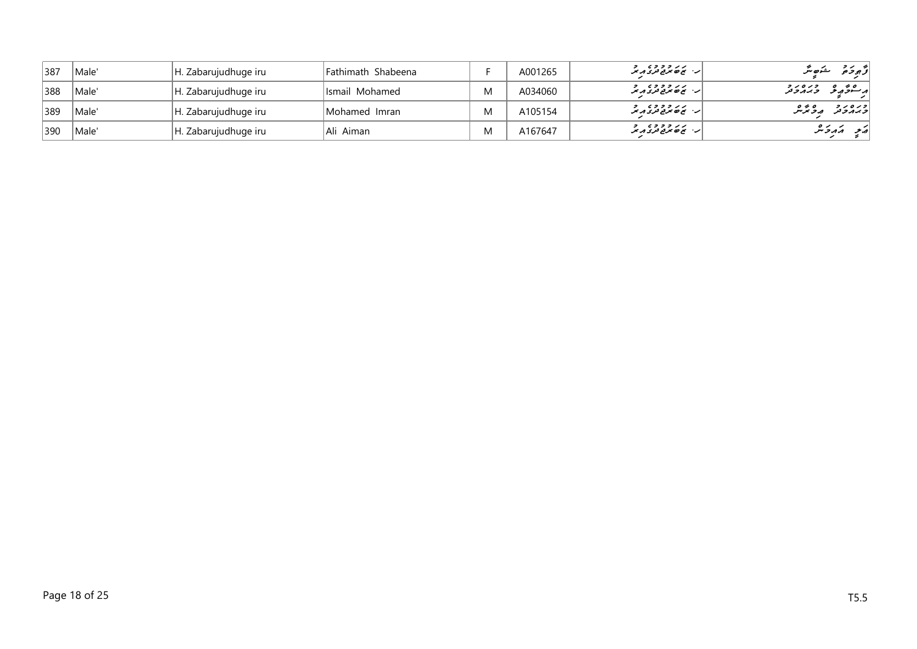| 387 | Male' | H. Zabarujudhuge iru | Fathimath Shabeena | F | A001265 | ހ. ޒަބަރުޖުދުގެ އިރު | ފާތިމަތު ޝަބީނާ |
|---|---|---|---|---|---|---|---|
| 388 | Male' | H. Zabarujudhuge iru | Ismail Mohamed | M | A034060 | ހ. ޒަބަރުޖުދުގެ އިރު | އިސްމާޢީލް މުޙައްމަދު |
| 389 | Male' | H. Zabarujudhuge iru | Mohamed Imran | M | A105154 | ހ. ޒަބަރުޖުދުގެ އިރު | މުޙައްމަދު އިމްރާން |
| 390 | Male' | H. Zabarujudhuge iru | Ali Aiman | M | A167647 | ހ. ޒަބަރުޖުދުގެ އިރު | ޢަލީ އައިމަން |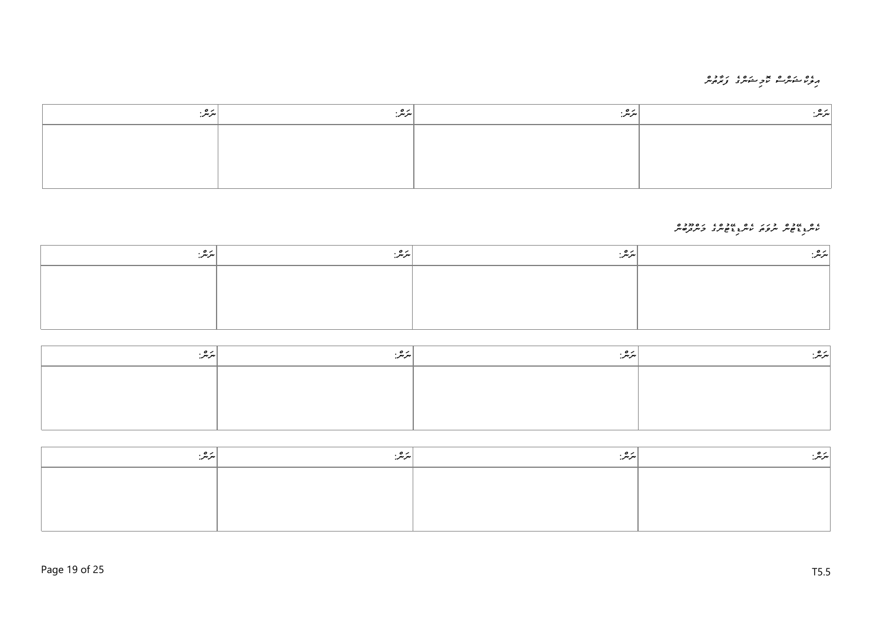ދިވެހި ބަހުން ކޮށްފައިވާ ފިޔަވަޅުތައް

| ނަރަށް: | ނަރަށް: | ނަރަށް: | ނަރަށް: |
|---|---|---|---|
| | | | |

ކުންފުނިތަކާ ބެހޭ މަޢުލޫމާތު ހުށަހަޅާ މުއްދަތު

| ނަރަށް: | ނަރަށް: | ނަރަށް: | ނަރަށް: |
|---|---|---|---|
| | | | |

| ނަރަށް: | ނަރަށް: | ނަރަށް: | ނަރަށް: |
|---|---|---|---|
| | | | |

| ނަރަށް: | ނަރަށް: | ނަރަށް: | ނަރަށް: |
|---|---|---|---|
| | | | |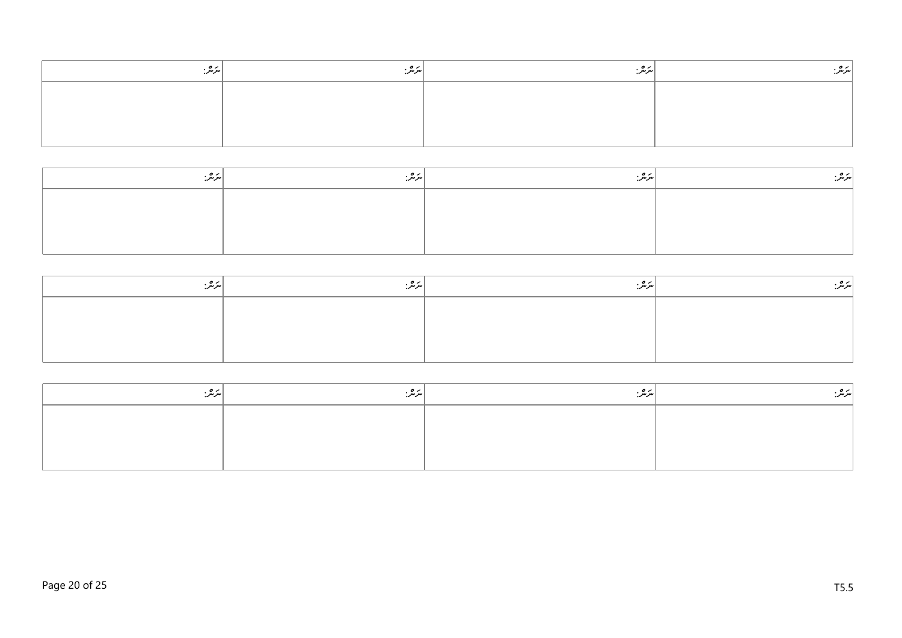| ނަރުނު: | ނަރުނު: | ނަރުނު: | ނަރުނު: |
| --- | --- | --- | --- |
| | | | |

| ނަރުނު: | ނަރުނު: | ނަރުނު: | ނަރުނު: |
| --- | --- | --- | --- |
| | | | |

| ނަރުނު: | ނަރުނު: | ނަރުނު: | ނަރުނު: |
| --- | --- | --- | --- |
| | | | |

| ނަރުނު: | ނަރުނު: | ނަރުނު: | ނަރުނު: |
| --- | --- | --- | --- |
| | | | |

T5.5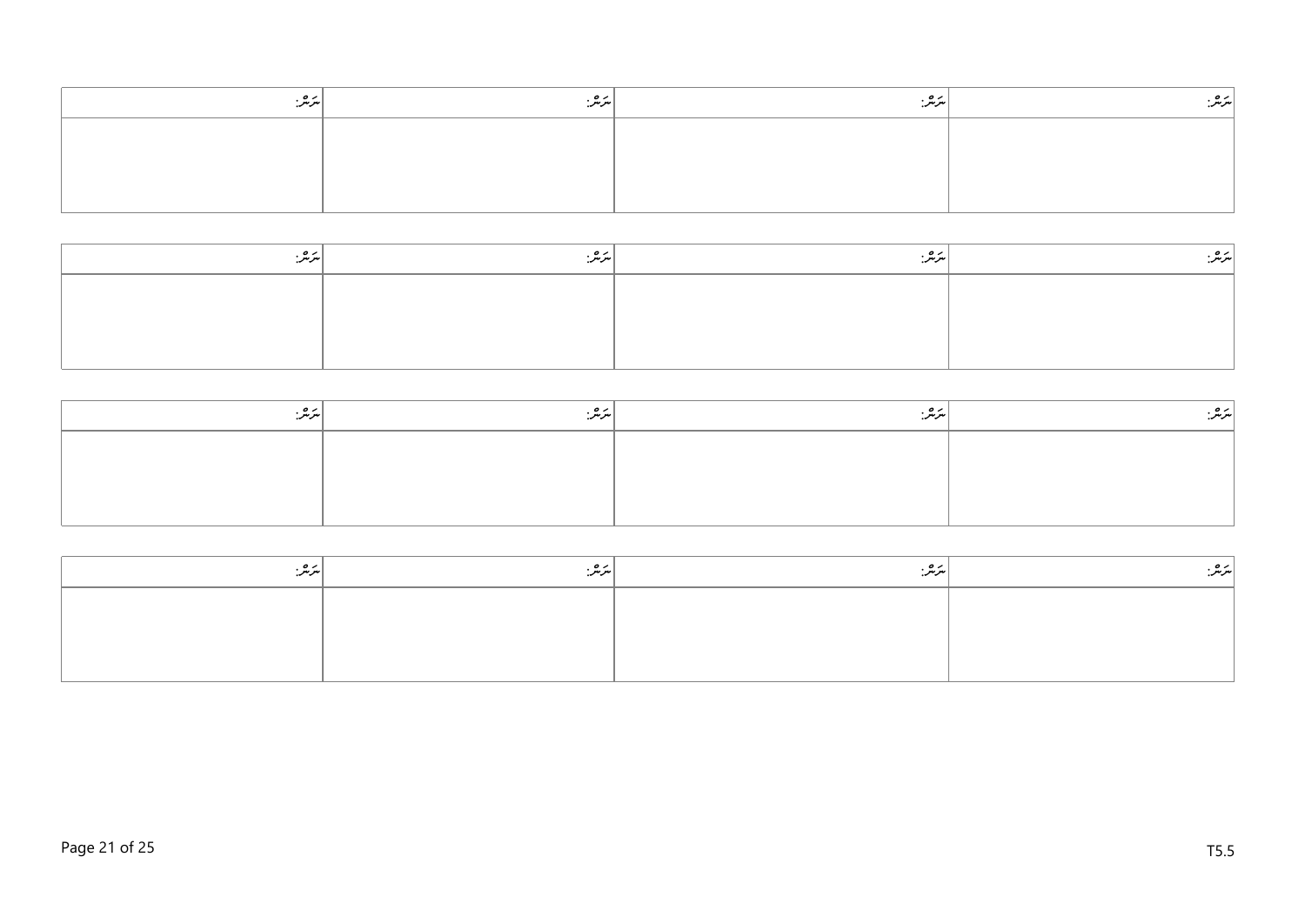| ސަރަޙ: | ސަރަޙ: | ސަރަޙ: | ސަރަޙ: |
|---|---|---|---|
| | | | |

| ސަރަޙ: | ސަރަޙ: | ސަރަޙ: | ސަރަޙ: |
|---|---|---|---|
| | | | |

| ސަރަޙ: | ސަރަޙ: | ސަރަޙ: | ސަރަޙ: |
|---|---|---|---|
| | | | |

| ސަރަޙ: | ސަރަޙ: | ސަރަޙ: | ސަރަޙ: |
|---|---|---|---|
| | | | |

T5.5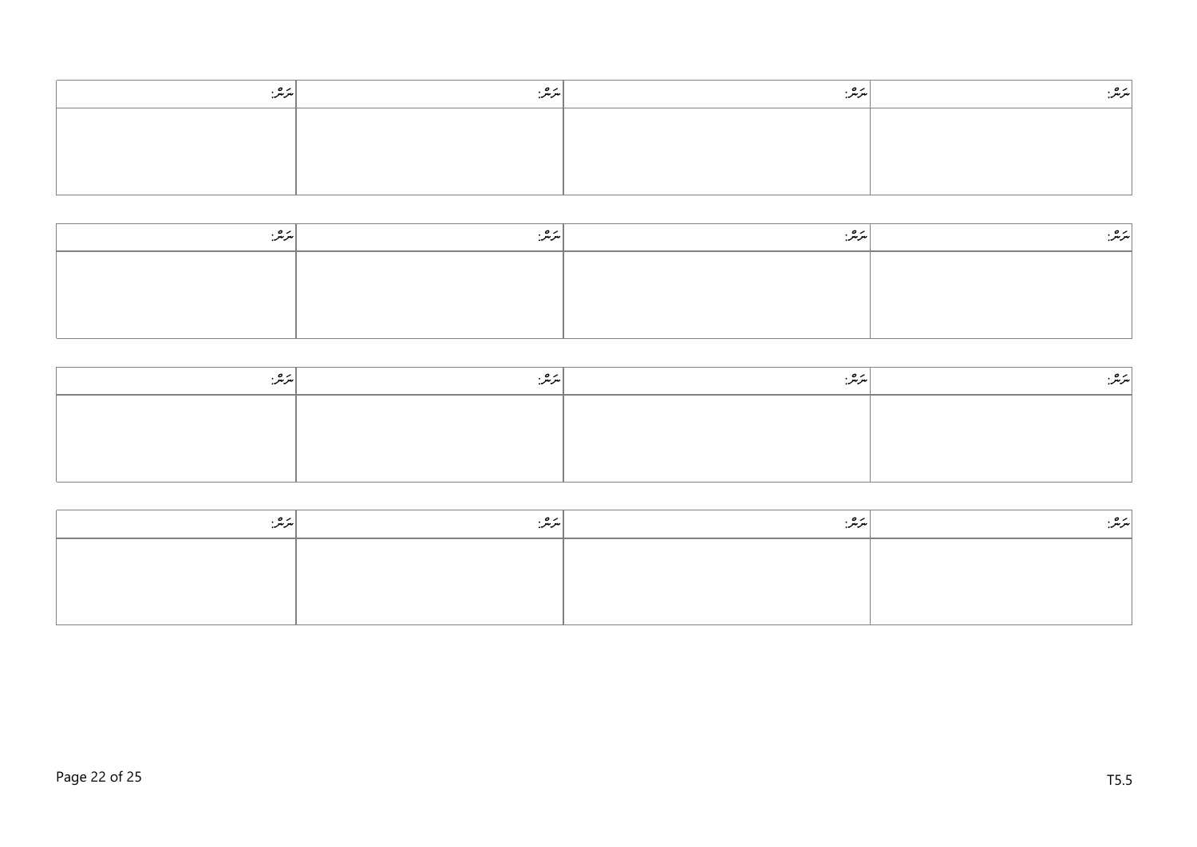| ނަންބަރ: | ނަންބަރ: | ނަންބަރ: | ނަންބަރ: |
|---|---|---|---|
| | | | |

| ނަންބަރ: | ނަންބަރ: | ނަންބަރ: | ނަންބަރ: |
|---|---|---|---|
| | | | |

| ނަންބަރ: | ނަންބަރ: | ނަންބަރ: | ނަންބަރ: |
|---|---|---|---|
| | | | |

| ނަންބަރ: | ނަންބަރ: | ނަންބަރ: | ނަންބަރ: |
|---|---|---|---|
| | | | |

T5.5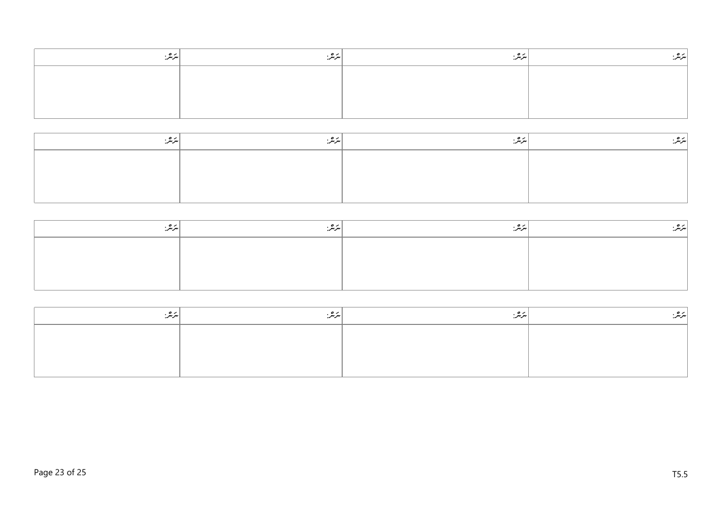| ނަރަދ: | ނަރަދ: | ނަރަދ: | ނަރަދ: |
| --- | --- | --- | --- |
| | | | |

| ނަރަދ: | ނަރަދ: | ނަރަދ: | ނަރަދ: |
| --- | --- | --- | --- |
| | | | |

| ނަރަދ: | ނަރަދ: | ނަރަދ: | ނަރަދ: |
| --- | --- | --- | --- |
| | | | |

| ނަރަދ: | ނަރަދ: | ނަރަދ: | ނަރަދ: |
| --- | --- | --- | --- |
| | | | |

T5.5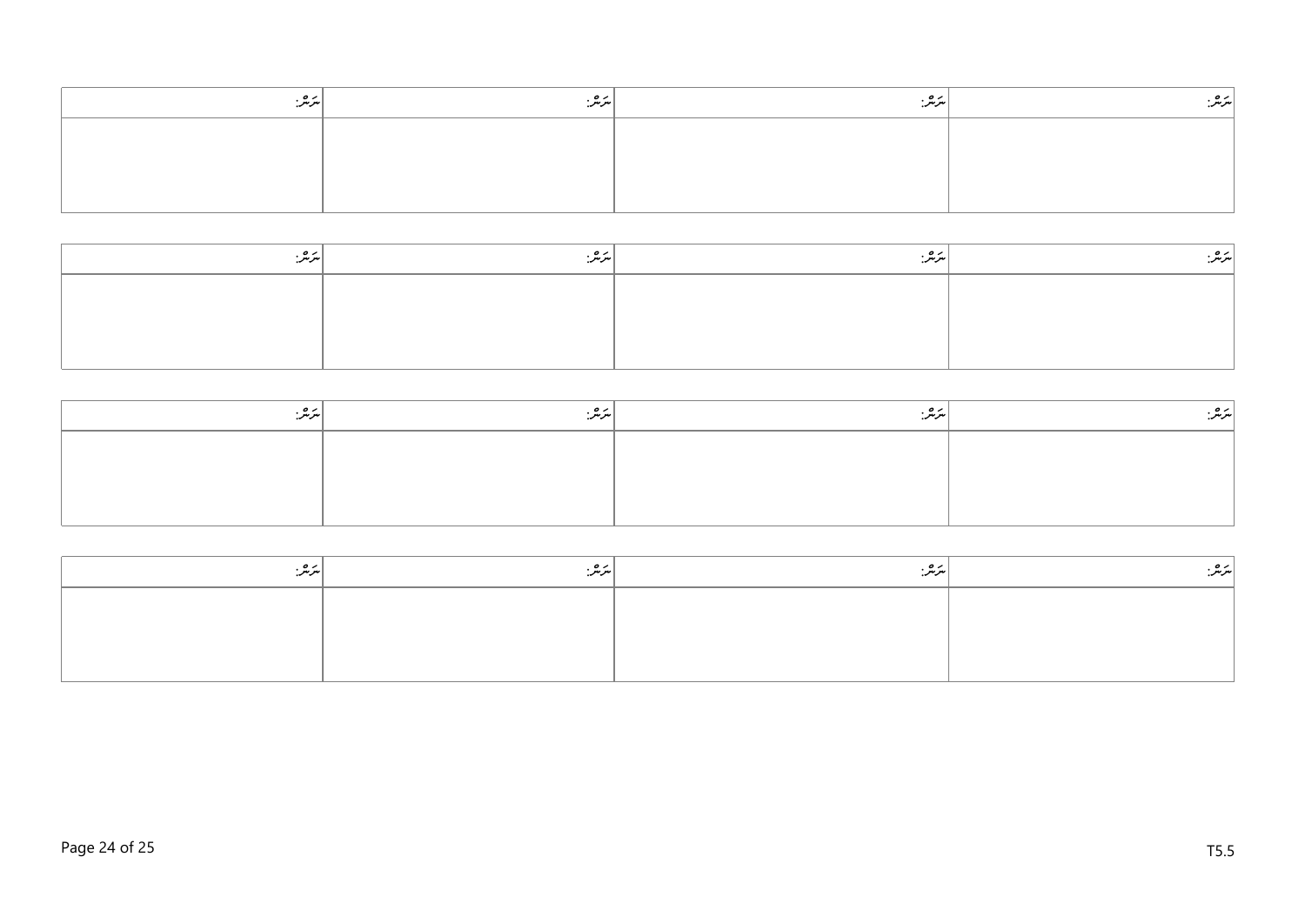| ނަންބް: | ނަންބް: | ނަންބް: | ނަންބް: |
| --- | --- | --- | --- |
| | | | |

| ނަންބް: | ނަންބް: | ނަންބް: | ނަންބް: |
| --- | --- | --- | --- |
| | | | |

| ނަންބް: | ނަންބް: | ނަންބް: | ނަންބް: |
| --- | --- | --- | --- |
| | | | |

| ނަންބް: | ނަންބް: | ނަންބް: | ނަންބް: |
| --- | --- | --- | --- |
| | | | |

T5.5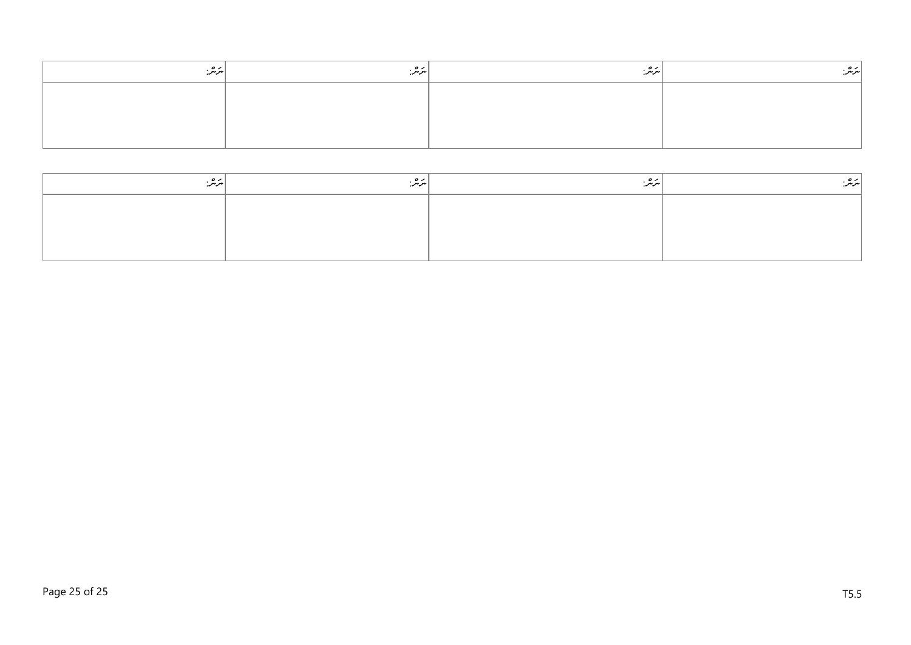| ނަންބަރު: | ނަންބަރު: | ނަންބަރު: | ނަންބަރު: |
|---|---|---|---|
| | | | |

| ނަންބަރު: | ނަންބަރު: | ނަންބަރު: | ނަންބަރު: |
|---|---|---|---|
| | | | |

T5.5